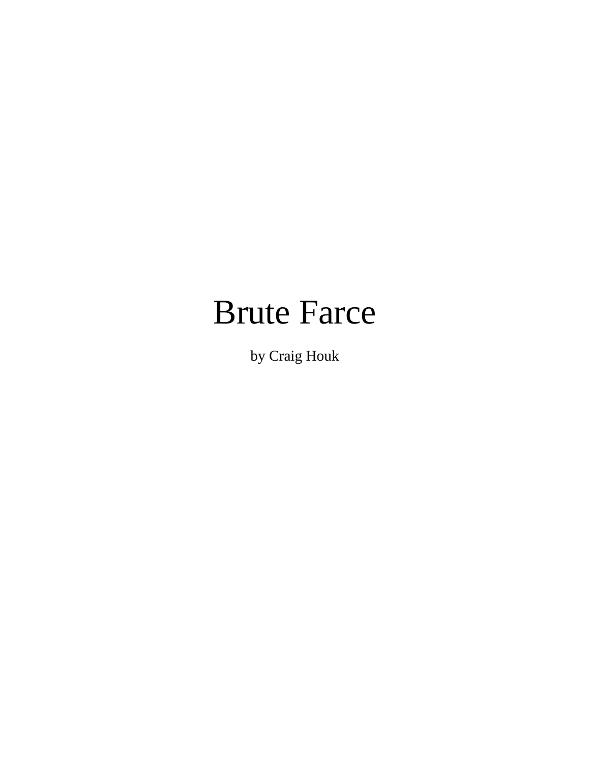# Brute Farce

by Craig Houk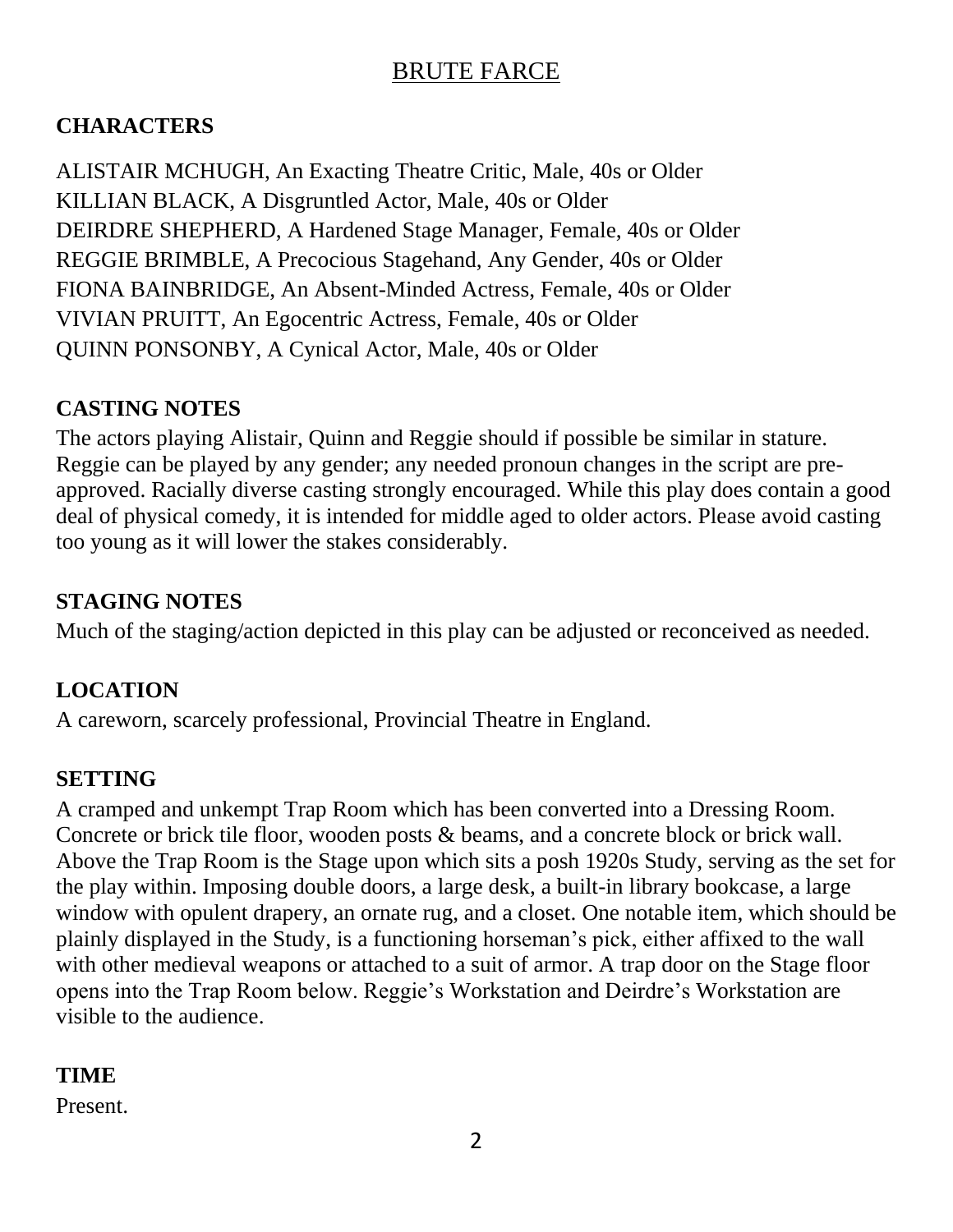# <u>BRUTE FARCE</u>

## CHARACTERS

ALISTAIR MCHUGH, An Exacting Theatre Critic, Male, 40s or Older
KILLIAN BLACK, A Disgruntled Actor, Male, 40s or Older
DEIRDRE SHEPHERD, A Hardened Stage Manager, Female, 40s or Older
REGGIE BRIMBLE, A Precocious Stagehand, Any Gender, 40s or Older
FIONA BAINBRIDGE, An Absent-Minded Actress, Female, 40s or Older
VIVIAN PRUITT, An Egocentric Actress, Female, 40s or Older
QUINN PONSONBY, A Cynical Actor, Male, 40s or Older

## CASTING NOTES

The actors playing Alistair, Quinn and Reggie should if possible be similar in stature. Reggie can be played by any gender; any needed pronoun changes in the script are pre-approved. Racially diverse casting strongly encouraged. While this play does contain a good deal of physical comedy, it is intended for middle aged to older actors. Please avoid casting too young as it will lower the stakes considerably.

## STAGING NOTES

Much of the staging/action depicted in this play can be adjusted or reconceived as needed.

## LOCATION

A careworn, scarcely professional, Provincial Theatre in England.

## SETTING

A cramped and unkempt Trap Room which has been converted into a Dressing Room. Concrete or brick tile floor, wooden posts & beams, and a concrete block or brick wall. Above the Trap Room is the Stage upon which sits a posh 1920s Study, serving as the set for the play within. Imposing double doors, a large desk, a built-in library bookcase, a large window with opulent drapery, an ornate rug, and a closet. One notable item, which should be plainly displayed in the Study, is a functioning horseman's pick, either affixed to the wall with other medieval weapons or attached to a suit of armor. A trap door on the Stage floor opens into the Trap Room below. Reggie's Workstation and Deirdre's Workstation are visible to the audience.

## TIME

Present.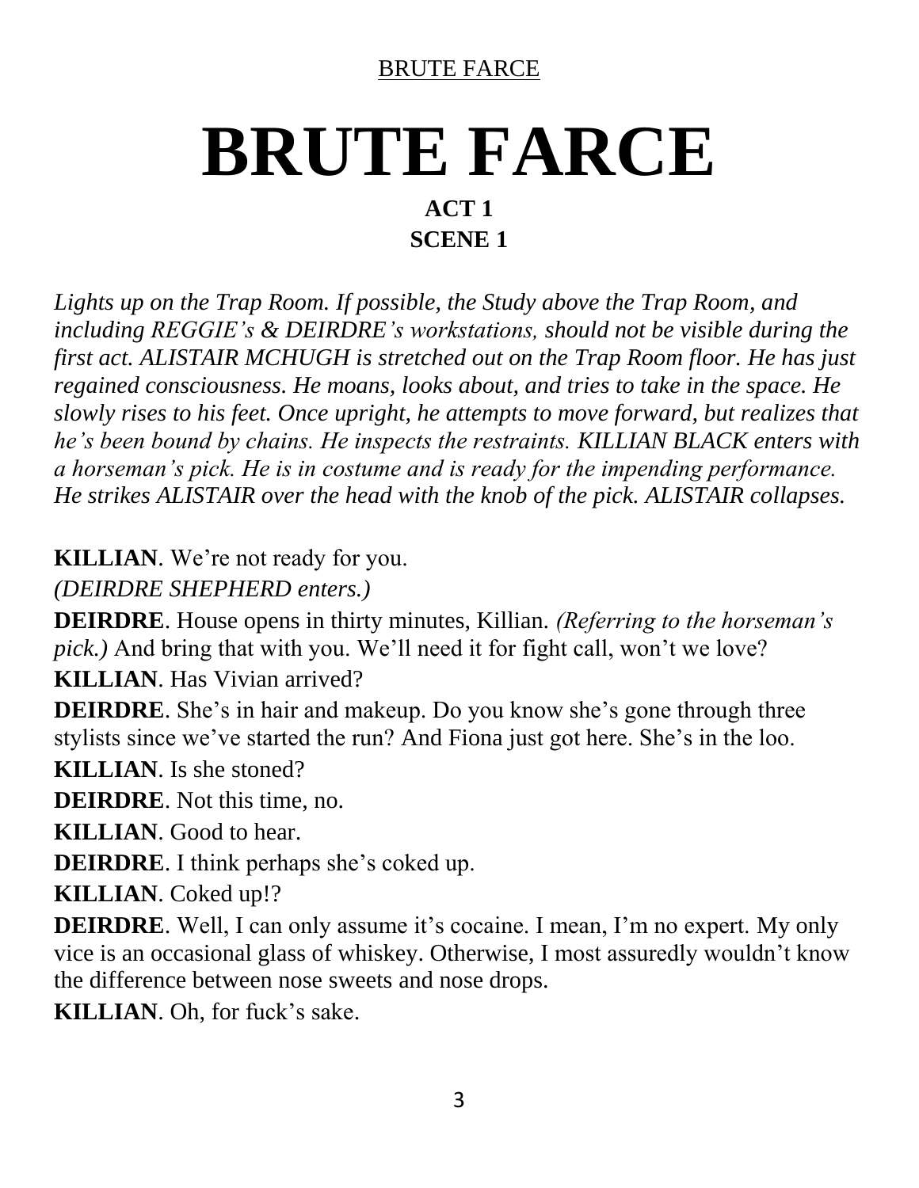# BRUTE FARCE

### ACT 1
### SCENE 1

*Lights up on the Trap Room. If possible, the Study above the Trap Room, and including REGGIE's & DEIRDRE's workstations, should not be visible during the first act. ALISTAIR MCHUGH is stretched out on the Trap Room floor. He has just regained consciousness. He moans, looks about, and tries to take in the space. He slowly rises to his feet. Once upright, he attempts to move forward, but realizes that he's been bound by chains. He inspects the restraints. KILLIAN BLACK enters with a horseman's pick. He is in costume and is ready for the impending performance. He strikes ALISTAIR over the head with the knob of the pick. ALISTAIR collapses.*

**KILLIAN**. We're not ready for you.

*(DEIRDRE SHEPHERD enters.)*

**DEIRDRE**. House opens in thirty minutes, Killian. *(Referring to the horseman's pick.)* And bring that with you. We'll need it for fight call, won't we love?

**KILLIAN**. Has Vivian arrived?

**DEIRDRE**. She's in hair and makeup. Do you know she's gone through three stylists since we've started the run? And Fiona just got here. She's in the loo.

**KILLIAN**. Is she stoned?

**DEIRDRE**. Not this time, no.

**KILLIAN**. Good to hear.

**DEIRDRE**. I think perhaps she's coked up.

**KILLIAN**. Coked up!?

**DEIRDRE**. Well, I can only assume it's cocaine. I mean, I'm no expert. My only vice is an occasional glass of whiskey. Otherwise, I most assuredly wouldn't know the difference between nose sweets and nose drops.

**KILLIAN**. Oh, for fuck's sake.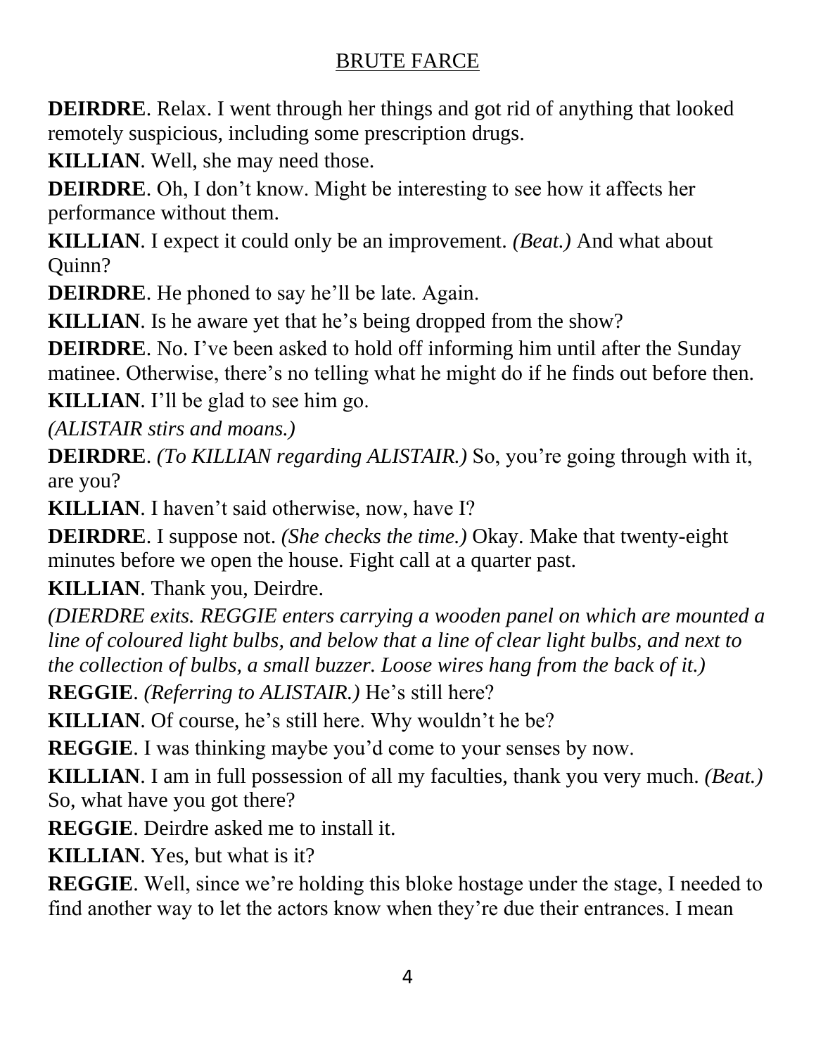**DEIRDRE**. Relax. I went through her things and got rid of anything that looked remotely suspicious, including some prescription drugs.

**KILLIAN**. Well, she may need those.

**DEIRDRE**. Oh, I don't know. Might be interesting to see how it affects her performance without them.

**KILLIAN**. I expect it could only be an improvement. *(Beat.)* And what about Quinn?

**DEIRDRE**. He phoned to say he'll be late. Again.

**KILLIAN**. Is he aware yet that he's being dropped from the show?

**DEIRDRE**. No. I've been asked to hold off informing him until after the Sunday matinee. Otherwise, there's no telling what he might do if he finds out before then.

**KILLIAN**. I'll be glad to see him go.

*(ALISTAIR stirs and moans.)*

**DEIRDRE**. *(To KILLIAN regarding ALISTAIR.)* So, you're going through with it, are you?

**KILLIAN**. I haven't said otherwise, now, have I?

**DEIRDRE**. I suppose not. *(She checks the time.)* Okay. Make that twenty-eight minutes before we open the house. Fight call at a quarter past.

**KILLIAN**. Thank you, Deirdre.

*(DIERDRE exits. REGGIE enters carrying a wooden panel on which are mounted a line of coloured light bulbs, and below that a line of clear light bulbs, and next to the collection of bulbs, a small buzzer. Loose wires hang from the back of it.)*

**REGGIE**. *(Referring to ALISTAIR.)* He's still here?

**KILLIAN**. Of course, he's still here. Why wouldn't he be?

**REGGIE**. I was thinking maybe you'd come to your senses by now.

**KILLIAN**. I am in full possession of all my faculties, thank you very much. *(Beat.)* So, what have you got there?

**REGGIE**. Deirdre asked me to install it.

**KILLIAN**. Yes, but what is it?

**REGGIE**. Well, since we're holding this bloke hostage under the stage, I needed to find another way to let the actors know when they're due their entrances. I mean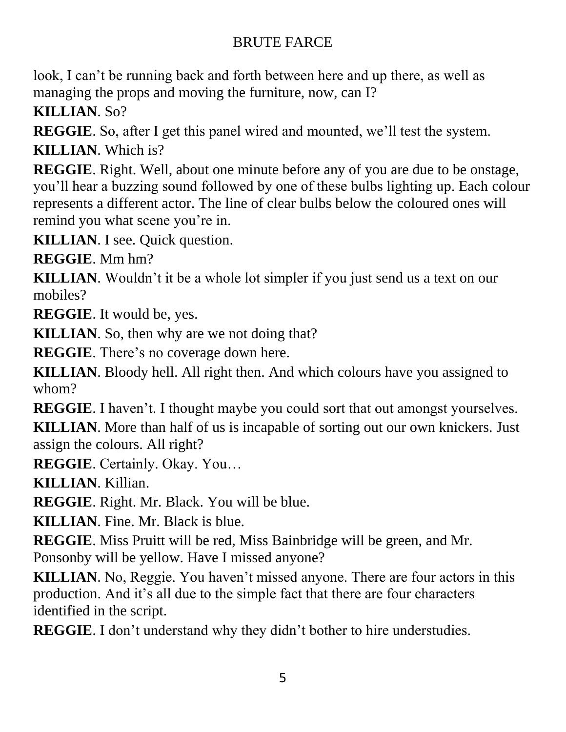look, I can't be running back and forth between here and up there, as well as managing the props and moving the furniture, now, can I?

**KILLIAN**. So?

**REGGIE**. So, after I get this panel wired and mounted, we'll test the system.

**KILLIAN**. Which is?

**REGGIE**. Right. Well, about one minute before any of you are due to be onstage, you'll hear a buzzing sound followed by one of these bulbs lighting up. Each colour represents a different actor. The line of clear bulbs below the coloured ones will remind you what scene you're in.

**KILLIAN**. I see. Quick question.

**REGGIE**. Mm hm?

**KILLIAN**. Wouldn't it be a whole lot simpler if you just send us a text on our mobiles?

**REGGIE**. It would be, yes.

**KILLIAN**. So, then why are we not doing that?

**REGGIE**. There's no coverage down here.

**KILLIAN**. Bloody hell. All right then. And which colours have you assigned to whom?

**REGGIE**. I haven't. I thought maybe you could sort that out amongst yourselves.

**KILLIAN**. More than half of us is incapable of sorting out our own knickers. Just assign the colours. All right?

**REGGIE**. Certainly. Okay. You…

**KILLIAN**. Killian.

**REGGIE**. Right. Mr. Black. You will be blue.

**KILLIAN**. Fine. Mr. Black is blue.

**REGGIE**. Miss Pruitt will be red, Miss Bainbridge will be green, and Mr. Ponsonby will be yellow. Have I missed anyone?

**KILLIAN**. No, Reggie. You haven't missed anyone. There are four actors in this production. And it's all due to the simple fact that there are four characters identified in the script.

**REGGIE**. I don't understand why they didn't bother to hire understudies.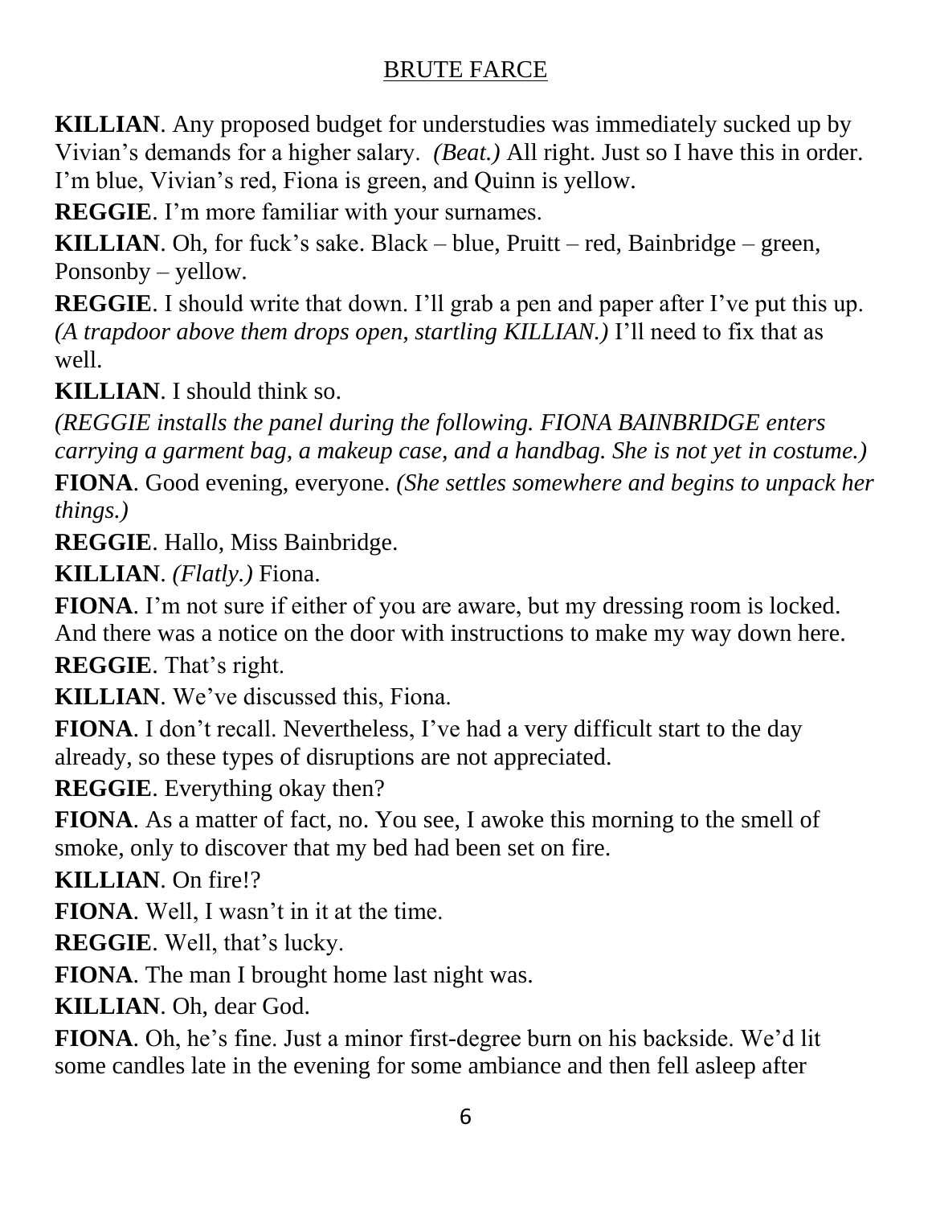**KILLIAN**. Any proposed budget for understudies was immediately sucked up by Vivian's demands for a higher salary. *(Beat.)* All right. Just so I have this in order. I'm blue, Vivian's red, Fiona is green, and Quinn is yellow.

**REGGIE**. I'm more familiar with your surnames.

**KILLIAN**. Oh, for fuck's sake. Black – blue, Pruitt – red, Bainbridge – green, Ponsonby – yellow.

**REGGIE**. I should write that down. I'll grab a pen and paper after I've put this up. *(A trapdoor above them drops open, startling KILLIAN.)* I'll need to fix that as well.

**KILLIAN**. I should think so.

*(REGGIE installs the panel during the following. FIONA BAINBRIDGE enters carrying a garment bag, a makeup case, and a handbag. She is not yet in costume.)*

**FIONA**. Good evening, everyone. *(She settles somewhere and begins to unpack her things.)*

**REGGIE**. Hallo, Miss Bainbridge.

**KILLIAN**. *(Flatly.)* Fiona.

**FIONA**. I'm not sure if either of you are aware, but my dressing room is locked. And there was a notice on the door with instructions to make my way down here.

**REGGIE**. That's right.

**KILLIAN**. We've discussed this, Fiona.

**FIONA**. I don't recall. Nevertheless, I've had a very difficult start to the day already, so these types of disruptions are not appreciated.

**REGGIE**. Everything okay then?

**FIONA**. As a matter of fact, no. You see, I awoke this morning to the smell of smoke, only to discover that my bed had been set on fire.

**KILLIAN**. On fire!?

**FIONA**. Well, I wasn't in it at the time.

**REGGIE**. Well, that's lucky.

**FIONA**. The man I brought home last night was.

**KILLIAN**. Oh, dear God.

**FIONA**. Oh, he's fine. Just a minor first-degree burn on his backside. We'd lit some candles late in the evening for some ambiance and then fell asleep after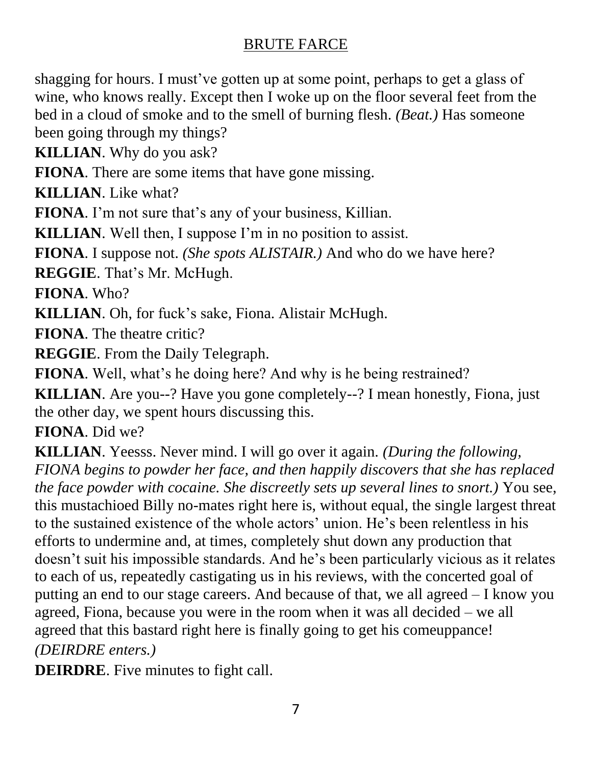shagging for hours. I must've gotten up at some point, perhaps to get a glass of wine, who knows really. Except then I woke up on the floor several feet from the bed in a cloud of smoke and to the smell of burning flesh. *(Beat.)* Has someone been going through my things?

**KILLIAN**. Why do you ask?

**FIONA**. There are some items that have gone missing.

**KILLIAN**. Like what?

**FIONA**. I'm not sure that's any of your business, Killian.

**KILLIAN**. Well then, I suppose I'm in no position to assist.

**FIONA**. I suppose not. *(She spots ALISTAIR.)* And who do we have here?

**REGGIE**. That's Mr. McHugh.

**FIONA**. Who?

**KILLIAN**. Oh, for fuck's sake, Fiona. Alistair McHugh.

**FIONA**. The theatre critic?

**REGGIE**. From the Daily Telegraph.

**FIONA**. Well, what's he doing here? And why is he being restrained?

**KILLIAN**. Are you--? Have you gone completely--? I mean honestly, Fiona, just the other day, we spent hours discussing this.

**FIONA**. Did we?

**KILLIAN**. Yeesss. Never mind. I will go over it again. *(During the following, FIONA begins to powder her face, and then happily discovers that she has replaced the face powder with cocaine. She discreetly sets up several lines to snort.)* You see, this mustachioed Billy no-mates right here is, without equal, the single largest threat to the sustained existence of the whole actors' union. He's been relentless in his efforts to undermine and, at times, completely shut down any production that doesn't suit his impossible standards. And he's been particularly vicious as it relates to each of us, repeatedly castigating us in his reviews, with the concerted goal of putting an end to our stage careers. And because of that, we all agreed – I know you agreed, Fiona, because you were in the room when it was all decided – we all agreed that this bastard right here is finally going to get his comeuppance!

*(DEIRDRE enters.)*

**DEIRDRE**. Five minutes to fight call.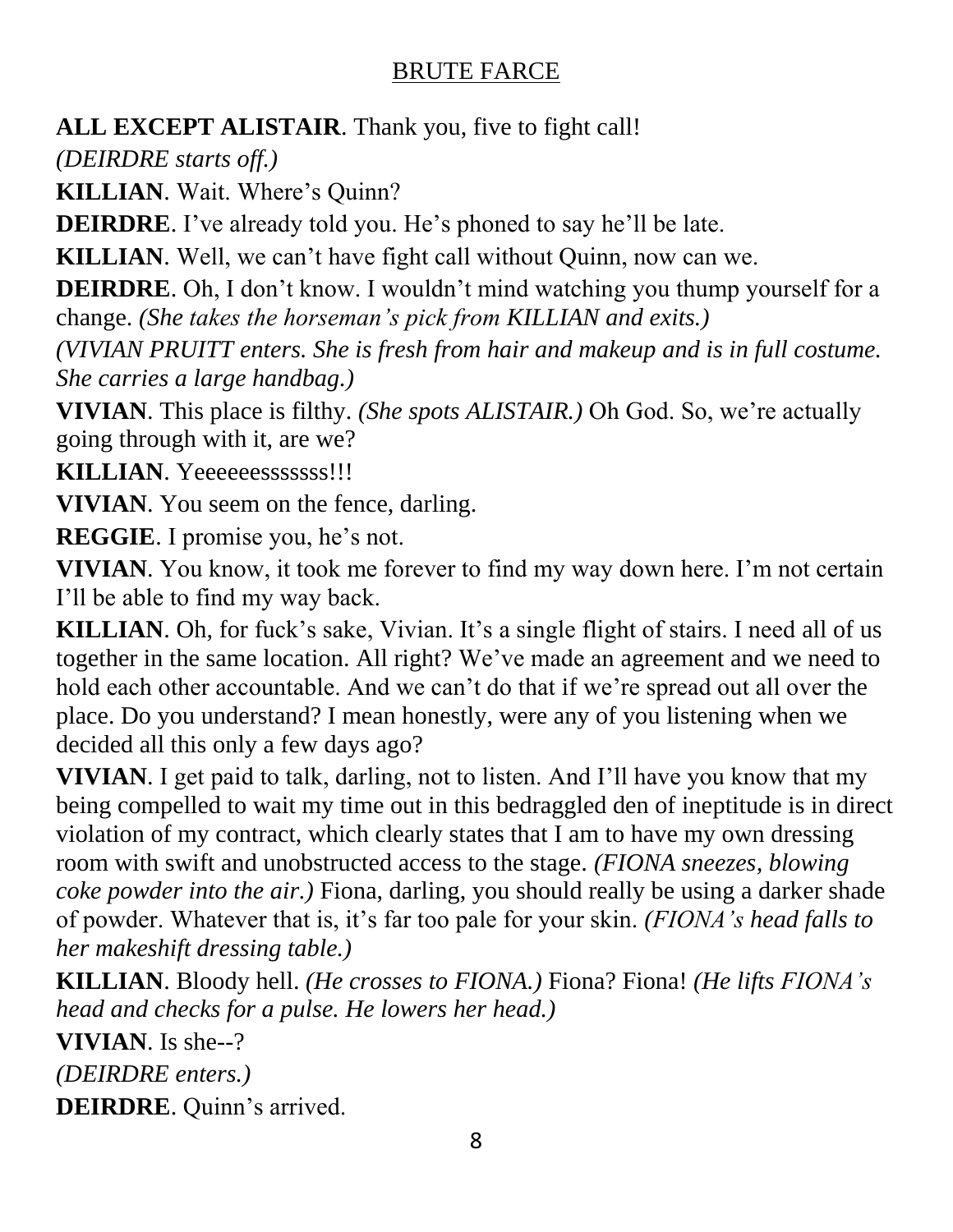**ALL EXCEPT ALISTAIR**. Thank you, five to fight call!

*(DEIRDRE starts off.)*

**KILLIAN**. Wait. Where's Quinn?

**DEIRDRE**. I've already told you. He's phoned to say he'll be late.

**KILLIAN**. Well, we can't have fight call without Quinn, now can we.

**DEIRDRE**. Oh, I don't know. I wouldn't mind watching you thump yourself for a change. *(She takes the horseman's pick from KILLIAN and exits.)*

*(VIVIAN PRUITT enters. She is fresh from hair and makeup and is in full costume. She carries a large handbag.)*

**VIVIAN**. This place is filthy. *(She spots ALISTAIR.)* Oh God. So, we're actually going through with it, are we?

**KILLIAN**. Yeeeeeesssssss!!!

**VIVIAN**. You seem on the fence, darling.

**REGGIE**. I promise you, he's not.

**VIVIAN**. You know, it took me forever to find my way down here. I'm not certain I'll be able to find my way back.

**KILLIAN**. Oh, for fuck's sake, Vivian. It's a single flight of stairs. I need all of us together in the same location. All right? We've made an agreement and we need to hold each other accountable. And we can't do that if we're spread out all over the place. Do you understand? I mean honestly, were any of you listening when we decided all this only a few days ago?

**VIVIAN**. I get paid to talk, darling, not to listen. And I'll have you know that my being compelled to wait my time out in this bedraggled den of ineptitude is in direct violation of my contract, which clearly states that I am to have my own dressing room with swift and unobstructed access to the stage. *(FIONA sneezes, blowing coke powder into the air.)* Fiona, darling, you should really be using a darker shade of powder. Whatever that is, it's far too pale for your skin. *(FIONA's head falls to her makeshift dressing table.)*

**KILLIAN**. Bloody hell. *(He crosses to FIONA.)* Fiona? Fiona! *(He lifts FIONA's head and checks for a pulse. He lowers her head.)*

**VIVIAN**. Is she--?

*(DEIRDRE enters.)*

**DEIRDRE**. Quinn's arrived.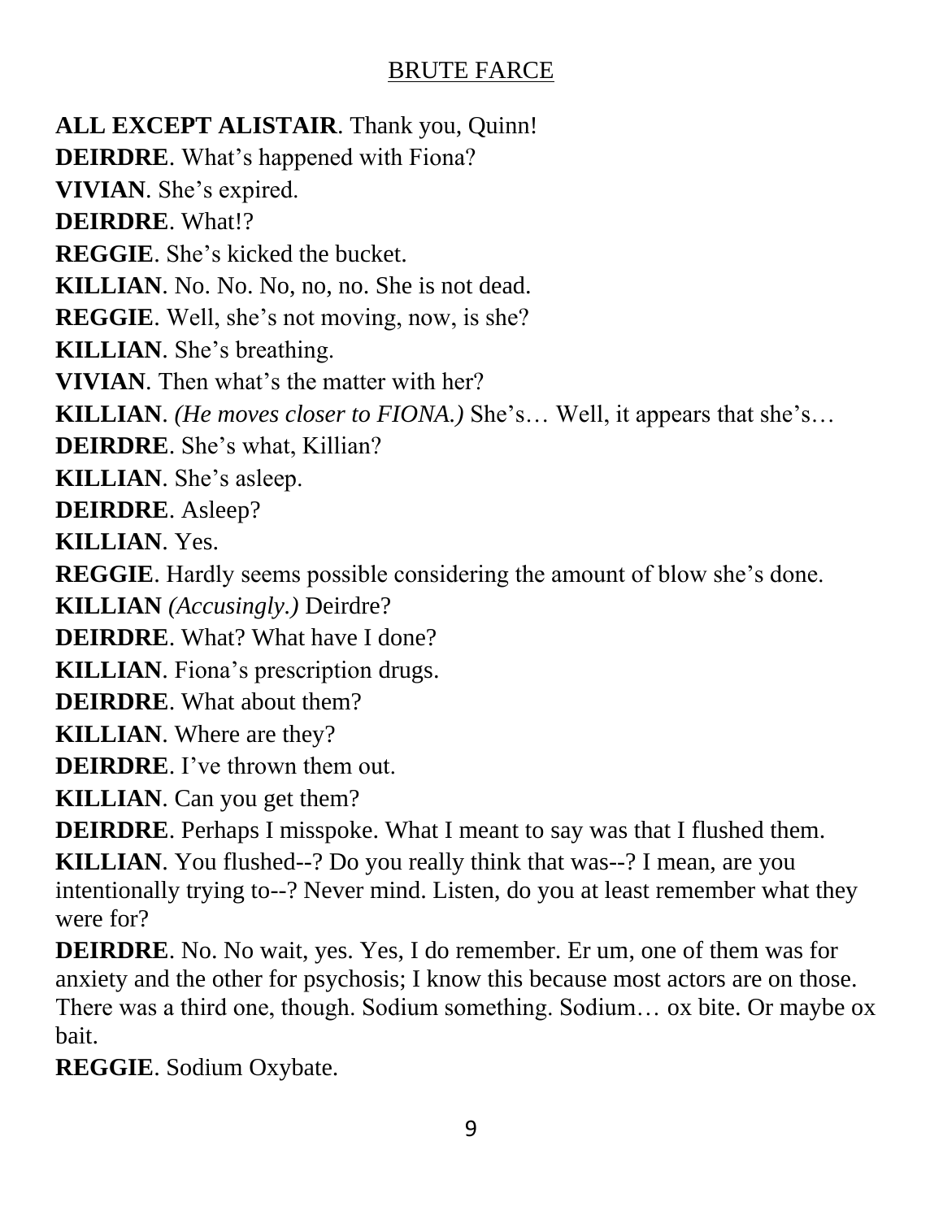**ALL EXCEPT ALISTAIR**. Thank you, Quinn!

**DEIRDRE**. What's happened with Fiona?

**VIVIAN**. She's expired.

**DEIRDRE**. What!?

**REGGIE**. She's kicked the bucket.

**KILLIAN**. No. No. No, no, no. She is not dead.

**REGGIE**. Well, she's not moving, now, is she?

**KILLIAN**. She's breathing.

**VIVIAN**. Then what's the matter with her?

**KILLIAN**. *(He moves closer to FIONA.)* She's… Well, it appears that she's…

**DEIRDRE**. She's what, Killian?

**KILLIAN**. She's asleep.

**DEIRDRE**. Asleep?

**KILLIAN**. Yes.

**REGGIE**. Hardly seems possible considering the amount of blow she's done.

**KILLIAN** *(Accusingly.)* Deirdre?

**DEIRDRE**. What? What have I done?

**KILLIAN**. Fiona's prescription drugs.

**DEIRDRE**. What about them?

**KILLIAN**. Where are they?

**DEIRDRE**. I've thrown them out.

**KILLIAN**. Can you get them?

**DEIRDRE**. Perhaps I misspoke. What I meant to say was that I flushed them.

**KILLIAN**. You flushed--? Do you really think that was--? I mean, are you intentionally trying to--? Never mind. Listen, do you at least remember what they were for?

**DEIRDRE**. No. No wait, yes. Yes, I do remember. Er um, one of them was for anxiety and the other for psychosis; I know this because most actors are on those. There was a third one, though. Sodium something. Sodium… ox bite. Or maybe ox bait.

**REGGIE**. Sodium Oxybate.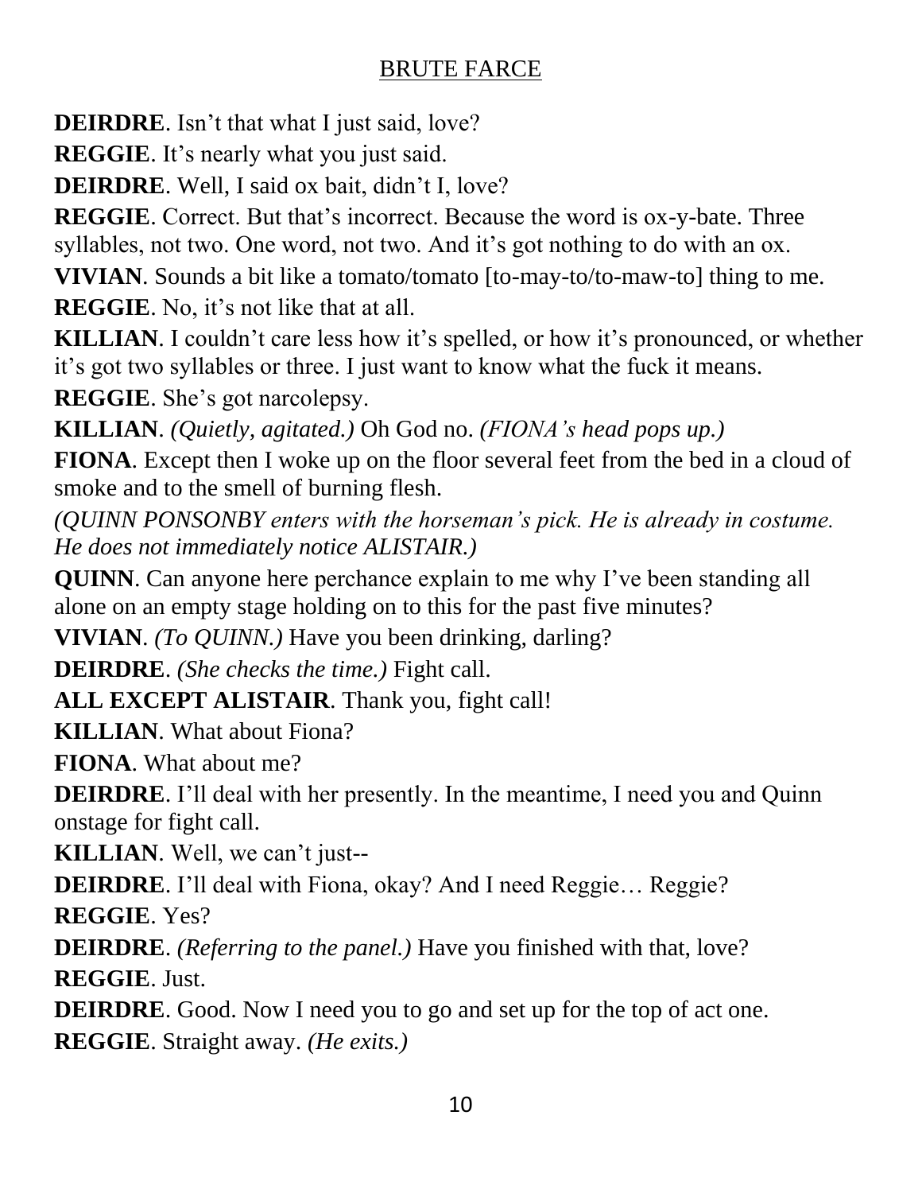**DEIRDRE**. Isn't that what I just said, love?

**REGGIE**. It's nearly what you just said.

**DEIRDRE**. Well, I said ox bait, didn't I, love?

**REGGIE**. Correct. But that's incorrect. Because the word is ox-y-bate. Three syllables, not two. One word, not two. And it's got nothing to do with an ox.

**VIVIAN**. Sounds a bit like a tomato/tomato [to-may-to/to-maw-to] thing to me.

**REGGIE**. No, it's not like that at all.

**KILLIAN**. I couldn't care less how it's spelled, or how it's pronounced, or whether it's got two syllables or three. I just want to know what the fuck it means.

**REGGIE**. She's got narcolepsy.

**KILLIAN**. *(Quietly, agitated.)* Oh God no. *(FIONA's head pops up.)*

**FIONA**. Except then I woke up on the floor several feet from the bed in a cloud of smoke and to the smell of burning flesh.

*(QUINN PONSONBY enters with the horseman's pick. He is already in costume. He does not immediately notice ALISTAIR.)*

**QUINN**. Can anyone here perchance explain to me why I've been standing all alone on an empty stage holding on to this for the past five minutes?

**VIVIAN**. *(To QUINN.)* Have you been drinking, darling?

**DEIRDRE**. *(She checks the time.)* Fight call.

**ALL EXCEPT ALISTAIR**. Thank you, fight call!

**KILLIAN**. What about Fiona?

**FIONA**. What about me?

**DEIRDRE**. I'll deal with her presently. In the meantime, I need you and Quinn onstage for fight call.

**KILLIAN**. Well, we can't just--

**DEIRDRE**. I'll deal with Fiona, okay? And I need Reggie… Reggie?

**REGGIE**. Yes?

**DEIRDRE**. *(Referring to the panel.)* Have you finished with that, love?

**REGGIE**. Just.

**DEIRDRE**. Good. Now I need you to go and set up for the top of act one.

**REGGIE**. Straight away. *(He exits.)*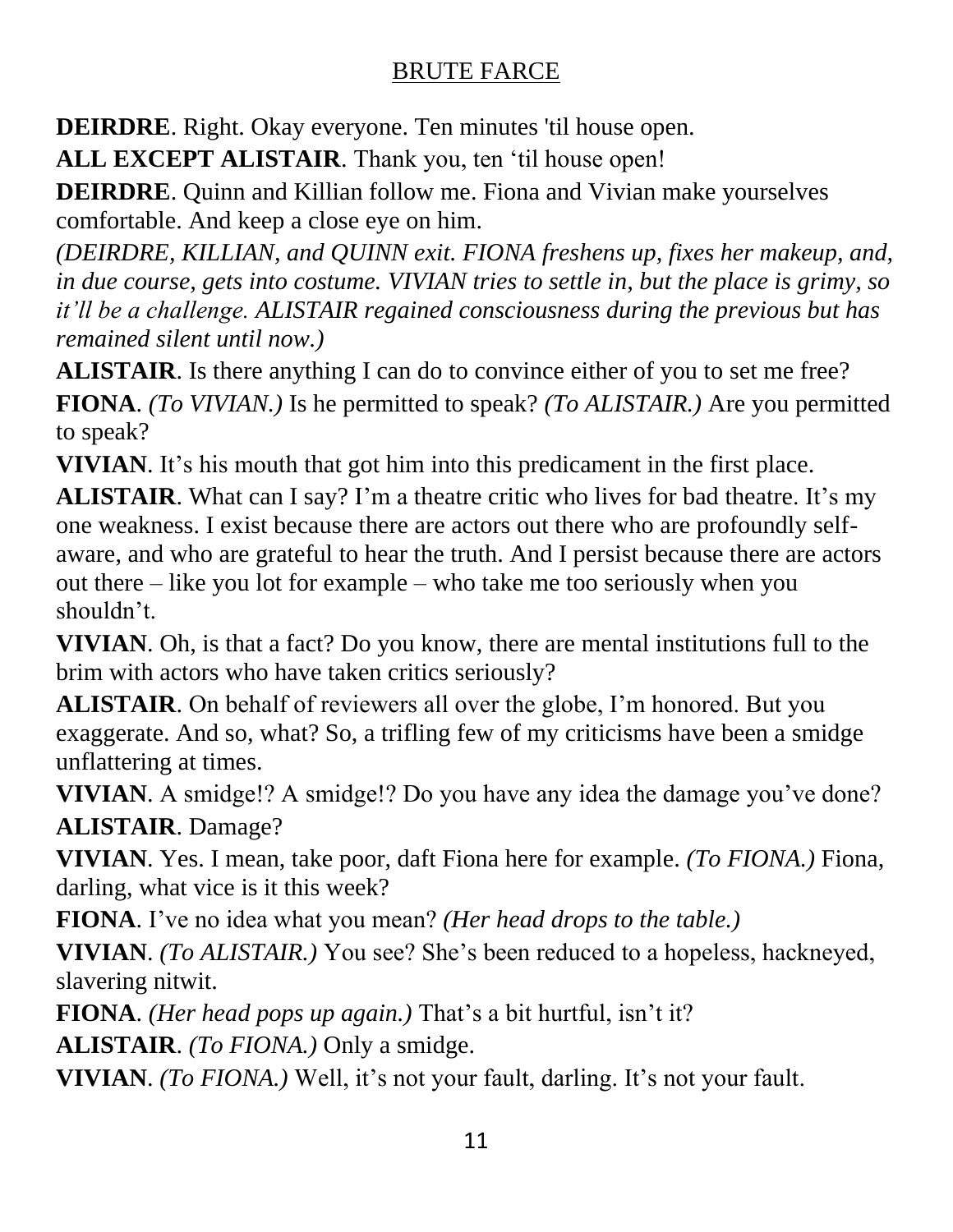**DEIRDRE**. Right. Okay everyone. Ten minutes 'til house open.

**ALL EXCEPT ALISTAIR**. Thank you, ten 'til house open!

**DEIRDRE**. Quinn and Killian follow me. Fiona and Vivian make yourselves comfortable. And keep a close eye on him.

*(DEIRDRE, KILLIAN, and QUINN exit. FIONA freshens up, fixes her makeup, and, in due course, gets into costume. VIVIAN tries to settle in, but the place is grimy, so it'll be a challenge. ALISTAIR regained consciousness during the previous but has remained silent until now.)*

**ALISTAIR**. Is there anything I can do to convince either of you to set me free?

**FIONA**. *(To VIVIAN.)* Is he permitted to speak? *(To ALISTAIR.)* Are you permitted to speak?

**VIVIAN**. It's his mouth that got him into this predicament in the first place.

**ALISTAIR**. What can I say? I'm a theatre critic who lives for bad theatre. It's my one weakness. I exist because there are actors out there who are profoundly self-aware, and who are grateful to hear the truth. And I persist because there are actors out there – like you lot for example – who take me too seriously when you shouldn't.

**VIVIAN**. Oh, is that a fact? Do you know, there are mental institutions full to the brim with actors who have taken critics seriously?

**ALISTAIR**. On behalf of reviewers all over the globe, I'm honored. But you exaggerate. And so, what? So, a trifling few of my criticisms have been a smidge unflattering at times.

**VIVIAN**. A smidge!? A smidge!? Do you have any idea the damage you've done?

**ALISTAIR**. Damage?

**VIVIAN**. Yes. I mean, take poor, daft Fiona here for example. *(To FIONA.)* Fiona, darling, what vice is it this week?

**FIONA**. I've no idea what you mean? *(Her head drops to the table.)*

**VIVIAN**. *(To ALISTAIR.)* You see? She's been reduced to a hopeless, hackneyed, slavering nitwit.

**FIONA**. *(Her head pops up again.)* That's a bit hurtful, isn't it?

**ALISTAIR**. *(To FIONA.)* Only a smidge.

**VIVIAN**. *(To FIONA.)* Well, it's not your fault, darling. It's not your fault.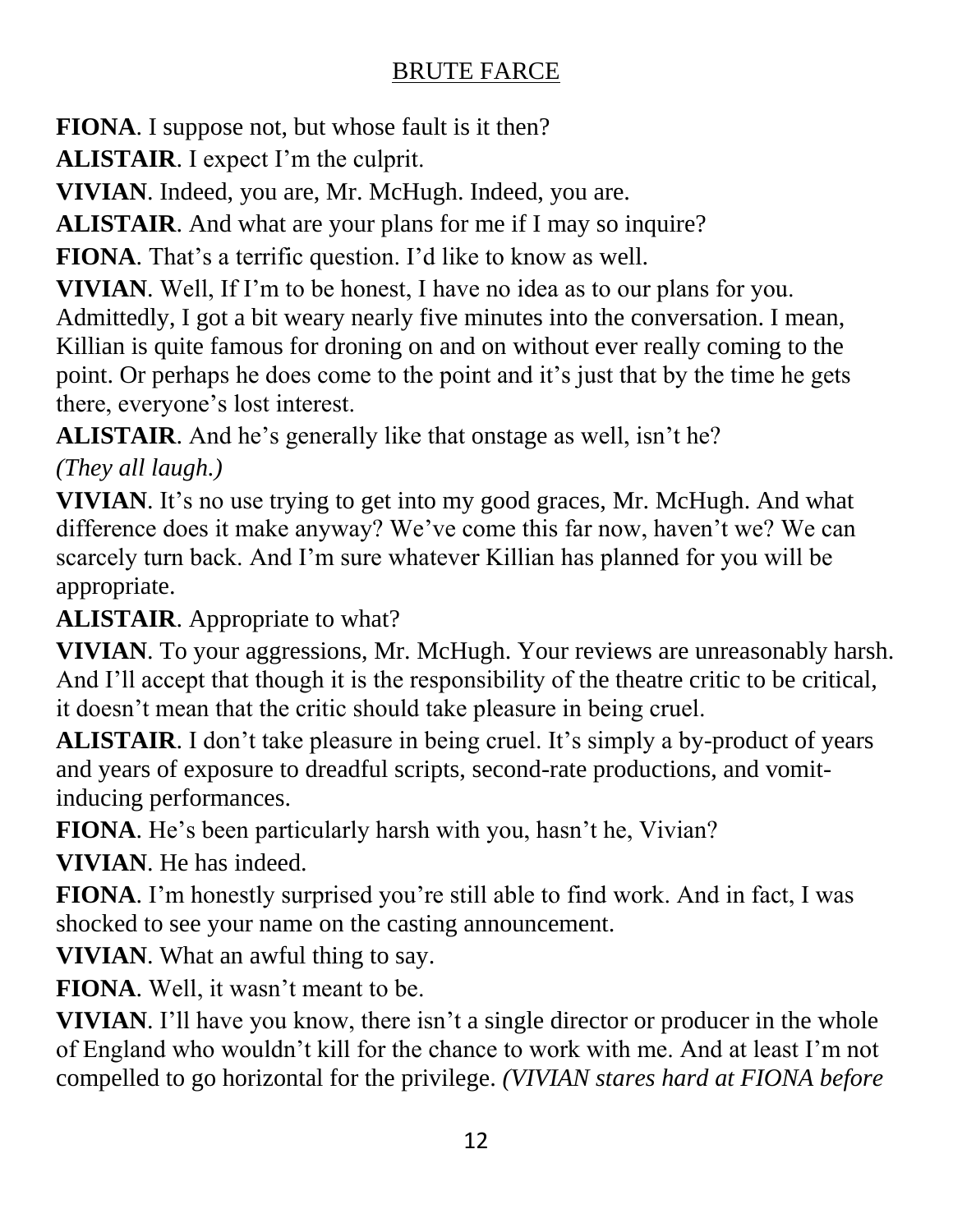**FIONA**. I suppose not, but whose fault is it then?

**ALISTAIR**. I expect I'm the culprit.

**VIVIAN**. Indeed, you are, Mr. McHugh. Indeed, you are.

**ALISTAIR**. And what are your plans for me if I may so inquire?

**FIONA**. That's a terrific question. I'd like to know as well.

**VIVIAN**. Well, If I'm to be honest, I have no idea as to our plans for you. Admittedly, I got a bit weary nearly five minutes into the conversation. I mean, Killian is quite famous for droning on and on without ever really coming to the point. Or perhaps he does come to the point and it's just that by the time he gets there, everyone's lost interest.

**ALISTAIR**. And he's generally like that onstage as well, isn't he?

*(They all laugh.)*

**VIVIAN**. It's no use trying to get into my good graces, Mr. McHugh. And what difference does it make anyway? We've come this far now, haven't we? We can scarcely turn back. And I'm sure whatever Killian has planned for you will be appropriate.

**ALISTAIR**. Appropriate to what?

**VIVIAN**. To your aggressions, Mr. McHugh. Your reviews are unreasonably harsh. And I'll accept that though it is the responsibility of the theatre critic to be critical, it doesn't mean that the critic should take pleasure in being cruel.

**ALISTAIR**. I don't take pleasure in being cruel. It's simply a by-product of years and years of exposure to dreadful scripts, second-rate productions, and vomit-inducing performances.

**FIONA**. He's been particularly harsh with you, hasn't he, Vivian?

**VIVIAN**. He has indeed.

**FIONA**. I'm honestly surprised you're still able to find work. And in fact, I was shocked to see your name on the casting announcement.

**VIVIAN**. What an awful thing to say.

**FIONA**. Well, it wasn't meant to be.

**VIVIAN**. I'll have you know, there isn't a single director or producer in the whole of England who wouldn't kill for the chance to work with me. And at least I'm not compelled to go horizontal for the privilege. *(VIVIAN stares hard at FIONA before*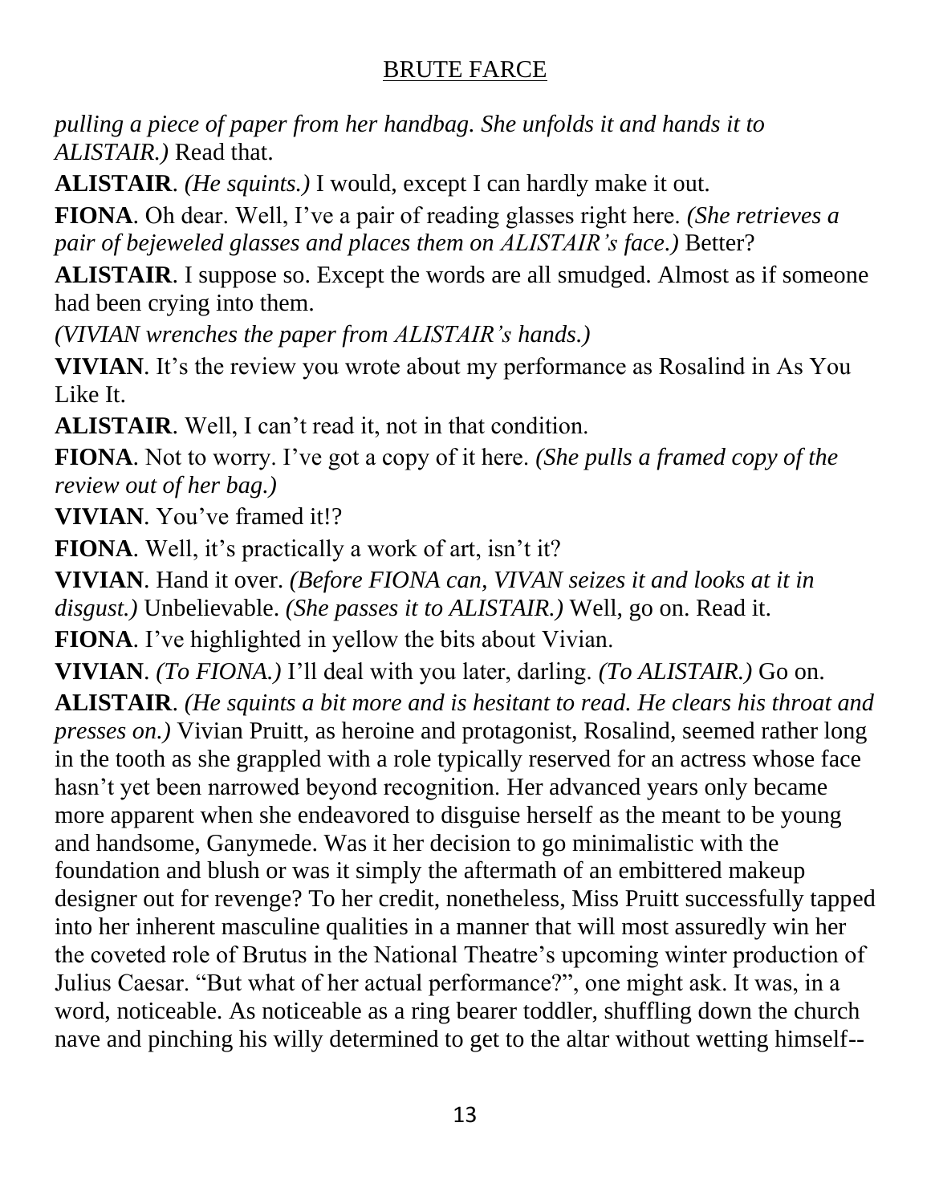*pulling a piece of paper from her handbag. She unfolds it and hands it to ALISTAIR.)* Read that.

**ALISTAIR**. *(He squints.)* I would, except I can hardly make it out.

**FIONA**. Oh dear. Well, I've a pair of reading glasses right here. *(She retrieves a pair of bejeweled glasses and places them on ALISTAIR's face.)* Better?

**ALISTAIR**. I suppose so. Except the words are all smudged. Almost as if someone had been crying into them.

*(VIVIAN wrenches the paper from ALISTAIR's hands.)*

**VIVIAN**. It's the review you wrote about my performance as Rosalind in As You Like It.

**ALISTAIR**. Well, I can't read it, not in that condition.

**FIONA**. Not to worry. I've got a copy of it here. *(She pulls a framed copy of the review out of her bag.)*

**VIVIAN**. You've framed it!?

**FIONA**. Well, it's practically a work of art, isn't it?

**VIVIAN**. Hand it over. *(Before FIONA can, VIVAN seizes it and looks at it in disgust.)* Unbelievable. *(She passes it to ALISTAIR.)* Well, go on. Read it.

**FIONA**. I've highlighted in yellow the bits about Vivian.

**VIVIAN**. *(To FIONA.)* I'll deal with you later, darling. *(To ALISTAIR.)* Go on.

**ALISTAIR**. *(He squints a bit more and is hesitant to read. He clears his throat and presses on.)* Vivian Pruitt, as heroine and protagonist, Rosalind, seemed rather long in the tooth as she grappled with a role typically reserved for an actress whose face hasn't yet been narrowed beyond recognition. Her advanced years only became more apparent when she endeavored to disguise herself as the meant to be young and handsome, Ganymede. Was it her decision to go minimalistic with the foundation and blush or was it simply the aftermath of an embittered makeup designer out for revenge? To her credit, nonetheless, Miss Pruitt successfully tapped into her inherent masculine qualities in a manner that will most assuredly win her the coveted role of Brutus in the National Theatre's upcoming winter production of Julius Caesar. "But what of her actual performance?", one might ask. It was, in a word, noticeable. As noticeable as a ring bearer toddler, shuffling down the church nave and pinching his willy determined to get to the altar without wetting himself--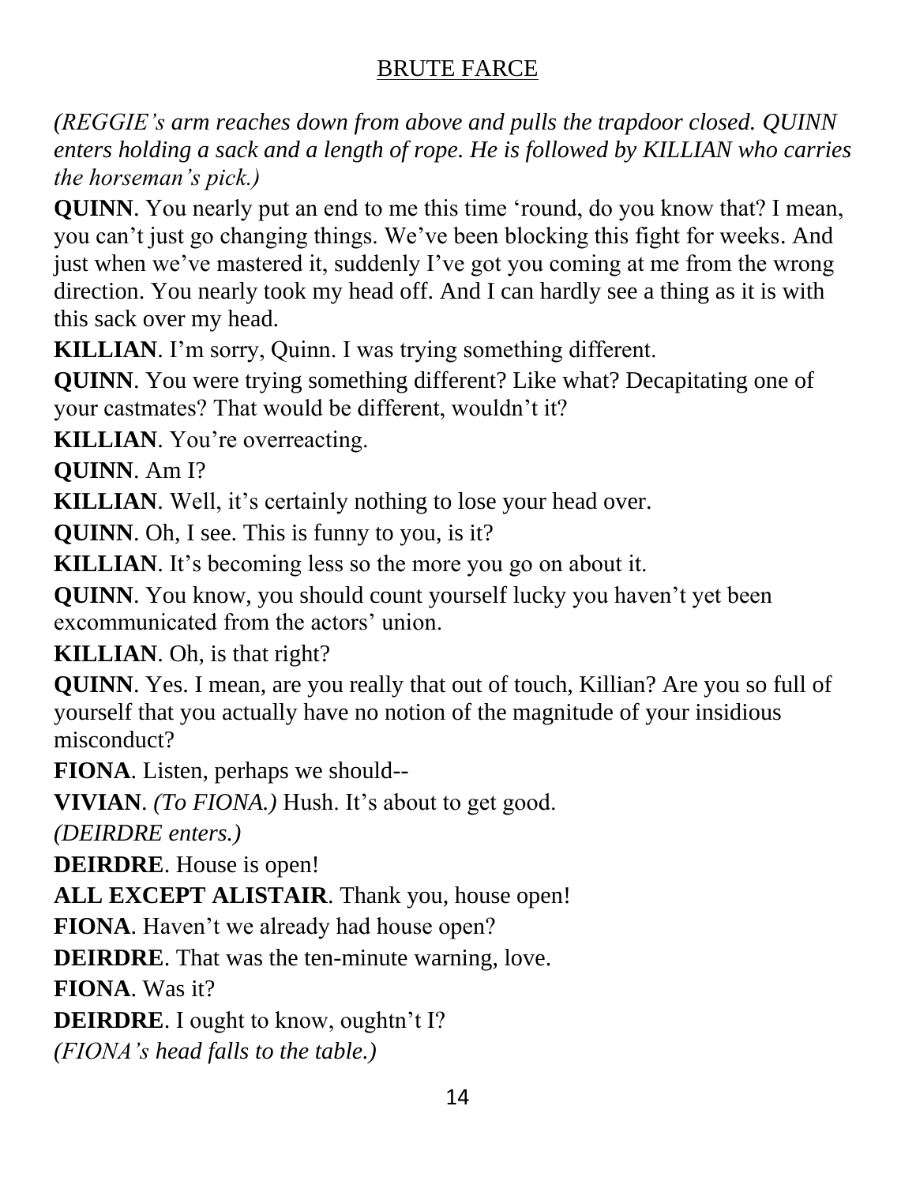*(REGGIE's arm reaches down from above and pulls the trapdoor closed. QUINN enters holding a sack and a length of rope. He is followed by KILLIAN who carries the horseman's pick.)*

**QUINN**. You nearly put an end to me this time 'round, do you know that? I mean, you can't just go changing things. We've been blocking this fight for weeks. And just when we've mastered it, suddenly I've got you coming at me from the wrong direction. You nearly took my head off. And I can hardly see a thing as it is with this sack over my head.

**KILLIAN**. I'm sorry, Quinn. I was trying something different.

**QUINN**. You were trying something different? Like what? Decapitating one of your castmates? That would be different, wouldn't it?

**KILLIAN**. You're overreacting.

**QUINN**. Am I?

**KILLIAN**. Well, it's certainly nothing to lose your head over.

**QUINN**. Oh, I see. This is funny to you, is it?

**KILLIAN**. It's becoming less so the more you go on about it.

**QUINN**. You know, you should count yourself lucky you haven't yet been excommunicated from the actors' union.

**KILLIAN**. Oh, is that right?

**QUINN**. Yes. I mean, are you really that out of touch, Killian? Are you so full of yourself that you actually have no notion of the magnitude of your insidious misconduct?

**FIONA**. Listen, perhaps we should--

**VIVIAN**. *(To FIONA.)* Hush. It's about to get good.

*(DEIRDRE enters.)*

**DEIRDRE**. House is open!

**ALL EXCEPT ALISTAIR**. Thank you, house open!

**FIONA**. Haven't we already had house open?

**DEIRDRE**. That was the ten-minute warning, love.

**FIONA**. Was it?

**DEIRDRE**. I ought to know, oughtn't I?

*(FIONA's head falls to the table.)*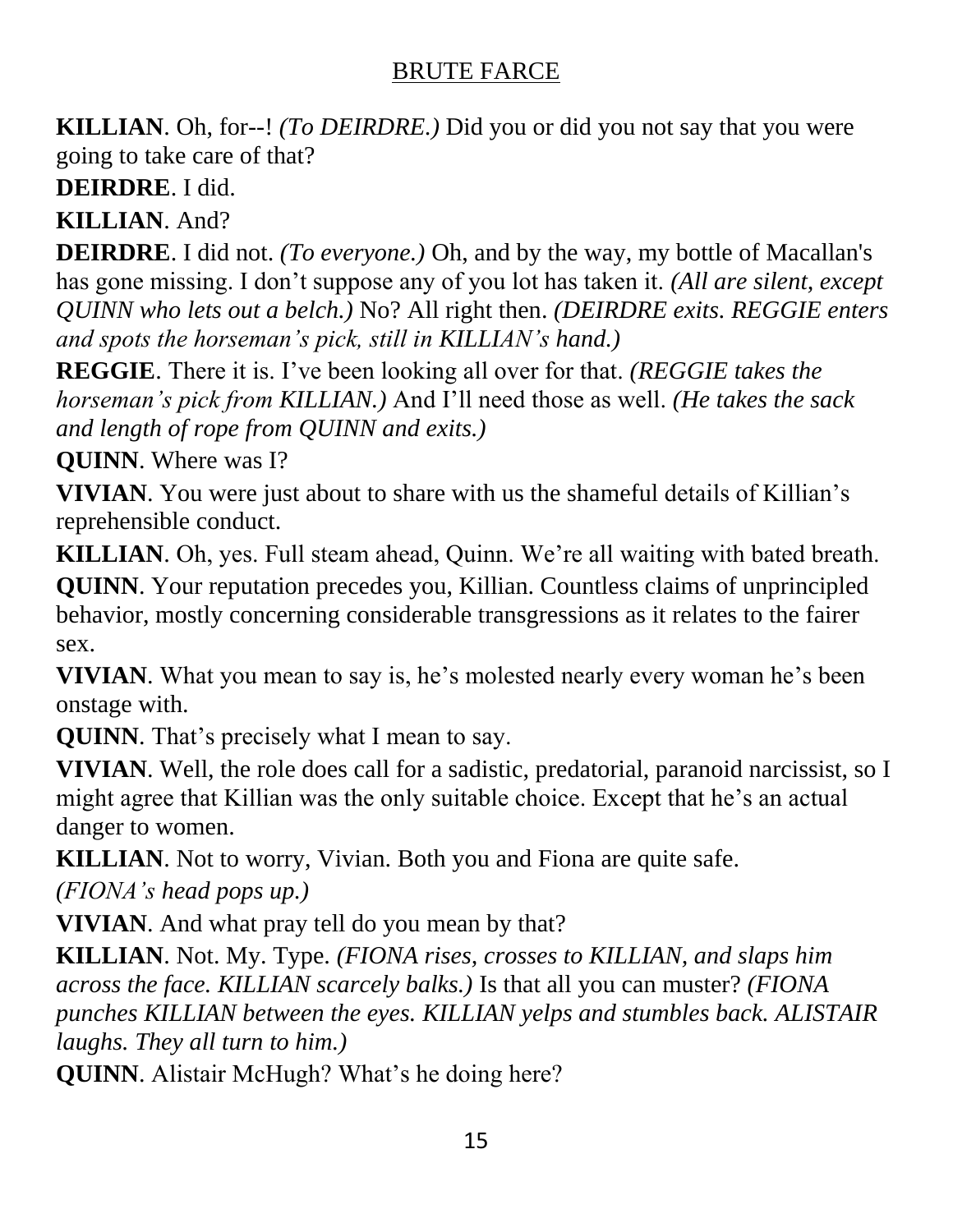**KILLIAN**. Oh, for--! *(To DEIRDRE.)* Did you or did you not say that you were going to take care of that?

**DEIRDRE**. I did.

**KILLIAN**. And?

**DEIRDRE**. I did not. *(To everyone.)* Oh, and by the way, my bottle of Macallan's has gone missing. I don't suppose any of you lot has taken it. *(All are silent, except QUINN who lets out a belch.)* No? All right then. *(DEIRDRE exits. REGGIE enters and spots the horseman's pick, still in KILLIAN's hand.)*

**REGGIE**. There it is. I've been looking all over for that. *(REGGIE takes the horseman's pick from KILLIAN.)* And I'll need those as well. *(He takes the sack and length of rope from QUINN and exits.)*

**QUINN**. Where was I?

**VIVIAN**. You were just about to share with us the shameful details of Killian's reprehensible conduct.

**KILLIAN**. Oh, yes. Full steam ahead, Quinn. We're all waiting with bated breath.

**QUINN**. Your reputation precedes you, Killian. Countless claims of unprincipled behavior, mostly concerning considerable transgressions as it relates to the fairer sex.

**VIVIAN**. What you mean to say is, he's molested nearly every woman he's been onstage with.

**QUINN**. That's precisely what I mean to say.

**VIVIAN**. Well, the role does call for a sadistic, predatorial, paranoid narcissist, so I might agree that Killian was the only suitable choice. Except that he's an actual danger to women.

**KILLIAN**. Not to worry, Vivian. Both you and Fiona are quite safe.

*(FIONA's head pops up.)*

**VIVIAN**. And what pray tell do you mean by that?

**KILLIAN**. Not. My. Type. *(FIONA rises, crosses to KILLIAN, and slaps him across the face. KILLIAN scarcely balks.)* Is that all you can muster? *(FIONA punches KILLIAN between the eyes. KILLIAN yelps and stumbles back. ALISTAIR laughs. They all turn to him.)*

**QUINN**. Alistair McHugh? What's he doing here?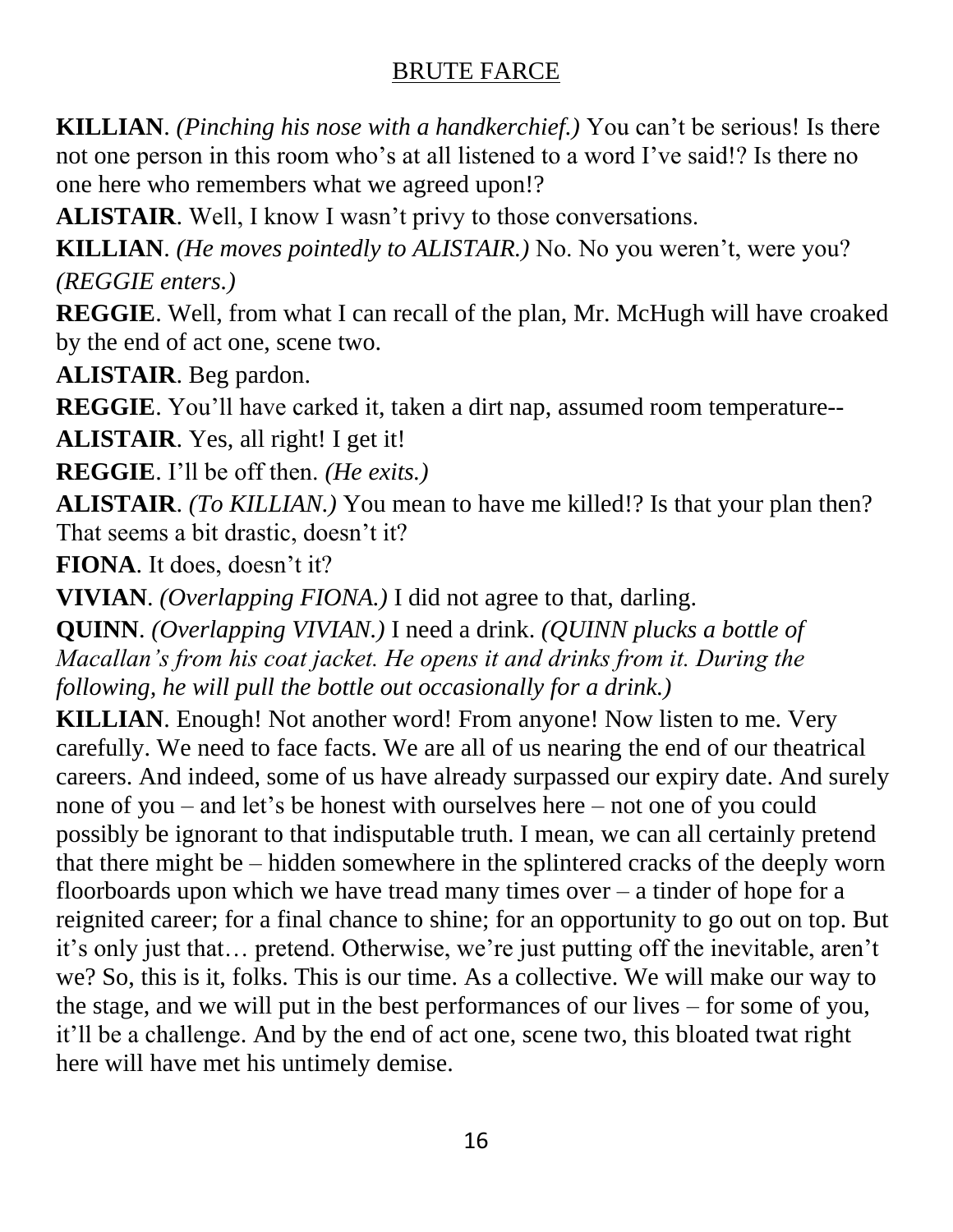**KILLIAN**. *(Pinching his nose with a handkerchief.)* You can't be serious! Is there not one person in this room who's at all listened to a word I've said!? Is there no one here who remembers what we agreed upon!?

**ALISTAIR**. Well, I know I wasn't privy to those conversations.

**KILLIAN**. *(He moves pointedly to ALISTAIR.)* No. No you weren't, were you? *(REGGIE enters.)*

**REGGIE**. Well, from what I can recall of the plan, Mr. McHugh will have croaked by the end of act one, scene two.

**ALISTAIR**. Beg pardon.

**REGGIE**. You'll have carked it, taken a dirt nap, assumed room temperature--

**ALISTAIR**. Yes, all right! I get it!

**REGGIE**. I'll be off then. *(He exits.)*

**ALISTAIR**. *(To KILLIAN.)* You mean to have me killed!? Is that your plan then? That seems a bit drastic, doesn't it?

**FIONA**. It does, doesn't it?

**VIVIAN**. *(Overlapping FIONA.)* I did not agree to that, darling.

**QUINN**. *(Overlapping VIVIAN.)* I need a drink. *(QUINN plucks a bottle of Macallan's from his coat jacket. He opens it and drinks from it. During the following, he will pull the bottle out occasionally for a drink.)*

**KILLIAN**. Enough! Not another word! From anyone! Now listen to me. Very carefully. We need to face facts. We are all of us nearing the end of our theatrical careers. And indeed, some of us have already surpassed our expiry date. And surely none of you – and let's be honest with ourselves here – not one of you could possibly be ignorant to that indisputable truth. I mean, we can all certainly pretend that there might be – hidden somewhere in the splintered cracks of the deeply worn floorboards upon which we have tread many times over – a tinder of hope for a reignited career; for a final chance to shine; for an opportunity to go out on top. But it's only just that… pretend. Otherwise, we're just putting off the inevitable, aren't we? So, this is it, folks. This is our time. As a collective. We will make our way to the stage, and we will put in the best performances of our lives – for some of you, it'll be a challenge. And by the end of act one, scene two, this bloated twat right here will have met his untimely demise.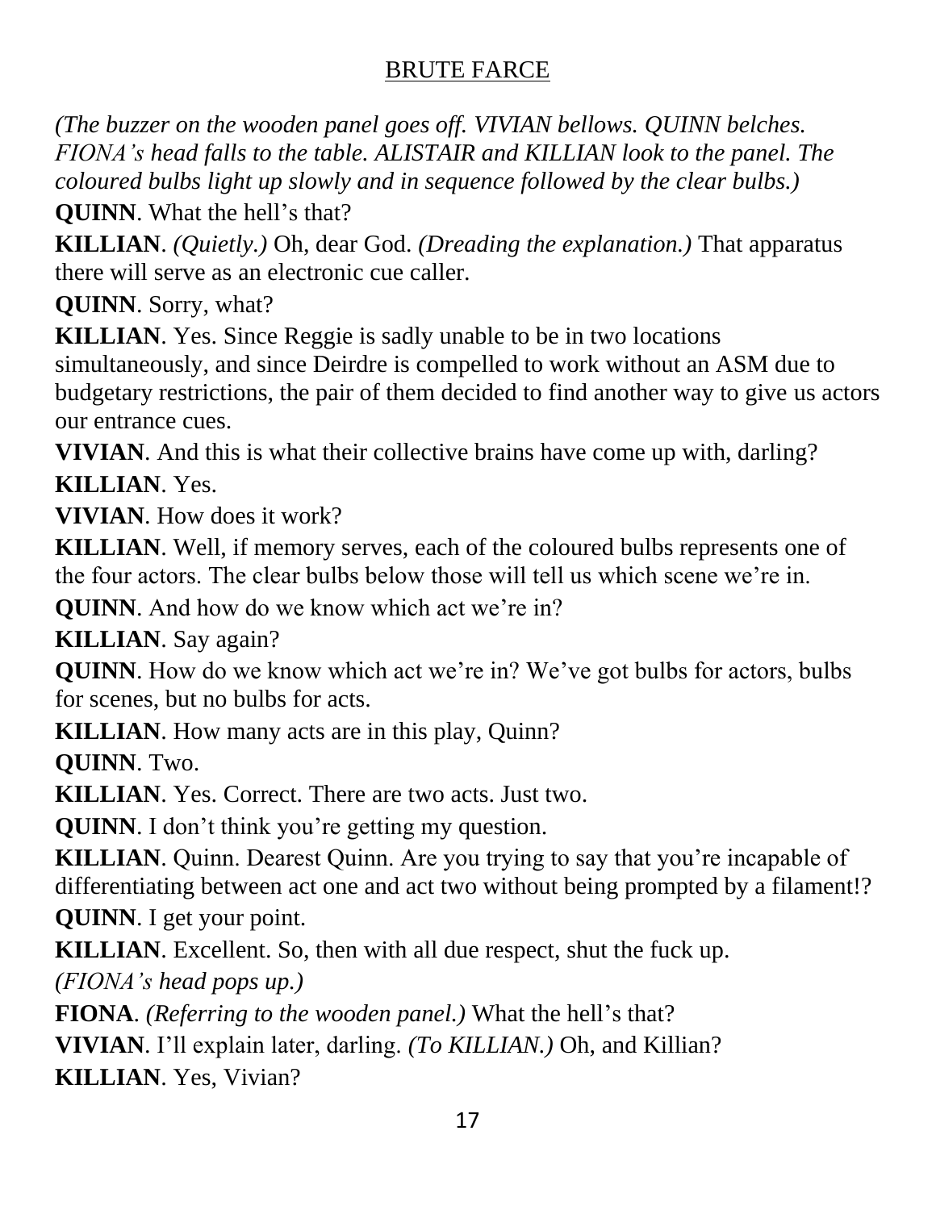*(The buzzer on the wooden panel goes off. VIVIAN bellows. QUINN belches. FIONA's head falls to the table. ALISTAIR and KILLIAN look to the panel. The coloured bulbs light up slowly and in sequence followed by the clear bulbs.)*

**QUINN**. What the hell's that?

**KILLIAN**. *(Quietly.)* Oh, dear God. *(Dreading the explanation.)* That apparatus there will serve as an electronic cue caller.

**QUINN**. Sorry, what?

**KILLIAN**. Yes. Since Reggie is sadly unable to be in two locations simultaneously, and since Deirdre is compelled to work without an ASM due to budgetary restrictions, the pair of them decided to find another way to give us actors our entrance cues.

**VIVIAN**. And this is what their collective brains have come up with, darling?

**KILLIAN**. Yes.

**VIVIAN**. How does it work?

**KILLIAN**. Well, if memory serves, each of the coloured bulbs represents one of the four actors. The clear bulbs below those will tell us which scene we're in.

**QUINN**. And how do we know which act we're in?

**KILLIAN**. Say again?

**QUINN**. How do we know which act we're in? We've got bulbs for actors, bulbs for scenes, but no bulbs for acts.

**KILLIAN**. How many acts are in this play, Quinn?

**QUINN**. Two.

**KILLIAN**. Yes. Correct. There are two acts. Just two.

**QUINN**. I don't think you're getting my question.

**KILLIAN**. Quinn. Dearest Quinn. Are you trying to say that you're incapable of differentiating between act one and act two without being prompted by a filament!?

**QUINN**. I get your point.

**KILLIAN**. Excellent. So, then with all due respect, shut the fuck up.

*(FIONA's head pops up.)*

**FIONA**. *(Referring to the wooden panel.)* What the hell's that?

**VIVIAN**. I'll explain later, darling. *(To KILLIAN.)* Oh, and Killian?

**KILLIAN**. Yes, Vivian?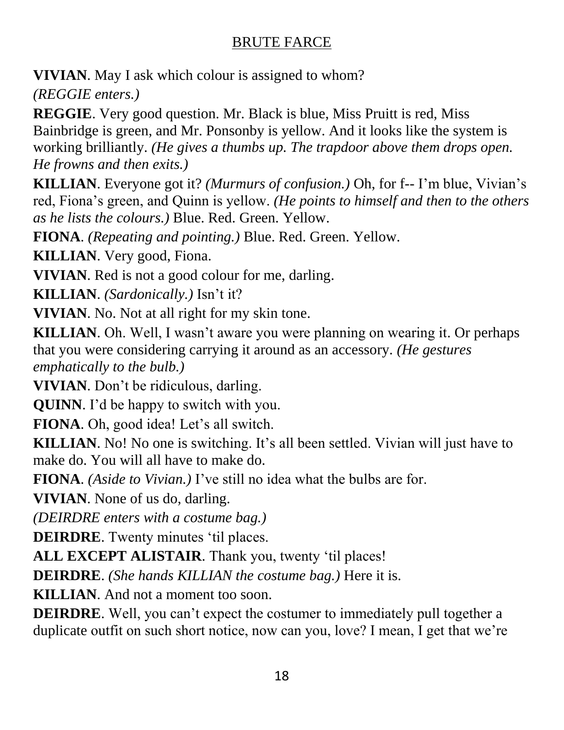**VIVIAN**. May I ask which colour is assigned to whom?

*(REGGIE enters.)*

**REGGIE**. Very good question. Mr. Black is blue, Miss Pruitt is red, Miss Bainbridge is green, and Mr. Ponsonby is yellow. And it looks like the system is working brilliantly. *(He gives a thumbs up. The trapdoor above them drops open. He frowns and then exits.)*

**KILLIAN**. Everyone got it? *(Murmurs of confusion.)* Oh, for f-- I'm blue, Vivian's red, Fiona's green, and Quinn is yellow. *(He points to himself and then to the others as he lists the colours.)* Blue. Red. Green. Yellow.

**FIONA**. *(Repeating and pointing.)* Blue. Red. Green. Yellow.

**KILLIAN**. Very good, Fiona.

**VIVIAN**. Red is not a good colour for me, darling.

**KILLIAN**. *(Sardonically.)* Isn't it?

**VIVIAN**. No. Not at all right for my skin tone.

**KILLIAN**. Oh. Well, I wasn't aware you were planning on wearing it. Or perhaps that you were considering carrying it around as an accessory. *(He gestures emphatically to the bulb.)*

**VIVIAN**. Don't be ridiculous, darling.

**QUINN**. I'd be happy to switch with you.

**FIONA**. Oh, good idea! Let's all switch.

**KILLIAN**. No! No one is switching. It's all been settled. Vivian will just have to make do. You will all have to make do.

**FIONA**. *(Aside to Vivian.)* I've still no idea what the bulbs are for.

**VIVIAN**. None of us do, darling.

*(DEIRDRE enters with a costume bag.)*

**DEIRDRE**. Twenty minutes 'til places.

**ALL EXCEPT ALISTAIR**. Thank you, twenty 'til places!

**DEIRDRE**. *(She hands KILLIAN the costume bag.)* Here it is.

**KILLIAN**. And not a moment too soon.

**DEIRDRE**. Well, you can't expect the costumer to immediately pull together a duplicate outfit on such short notice, now can you, love? I mean, I get that we're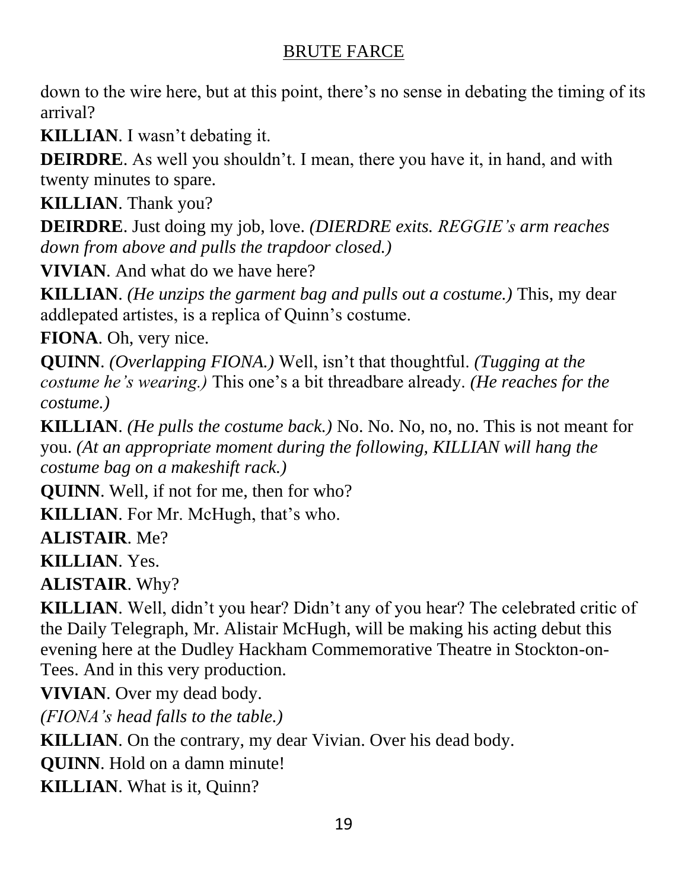down to the wire here, but at this point, there's no sense in debating the timing of its arrival?

**KILLIAN**. I wasn't debating it.

**DEIRDRE**. As well you shouldn't. I mean, there you have it, in hand, and with twenty minutes to spare.

**KILLIAN**. Thank you?

**DEIRDRE**. Just doing my job, love. *(DIERDRE exits. REGGIE's arm reaches down from above and pulls the trapdoor closed.)*

**VIVIAN**. And what do we have here?

**KILLIAN**. *(He unzips the garment bag and pulls out a costume.)* This, my dear addlepated artistes, is a replica of Quinn's costume.

**FIONA**. Oh, very nice.

**QUINN**. *(Overlapping FIONA.)* Well, isn't that thoughtful. *(Tugging at the costume he's wearing.)* This one's a bit threadbare already. *(He reaches for the costume.)*

**KILLIAN**. *(He pulls the costume back.)* No. No. No, no, no. This is not meant for you. *(At an appropriate moment during the following, KILLIAN will hang the costume bag on a makeshift rack.)*

**QUINN**. Well, if not for me, then for who?

**KILLIAN**. For Mr. McHugh, that's who.

**ALISTAIR**. Me?

**KILLIAN**. Yes.

**ALISTAIR**. Why?

**KILLIAN**. Well, didn't you hear? Didn't any of you hear? The celebrated critic of the Daily Telegraph, Mr. Alistair McHugh, will be making his acting debut this evening here at the Dudley Hackham Commemorative Theatre in Stockton-on-Tees. And in this very production.

**VIVIAN**. Over my dead body.

*(FIONA's head falls to the table.)*

**KILLIAN**. On the contrary, my dear Vivian. Over his dead body.

**QUINN**. Hold on a damn minute!

**KILLIAN**. What is it, Quinn?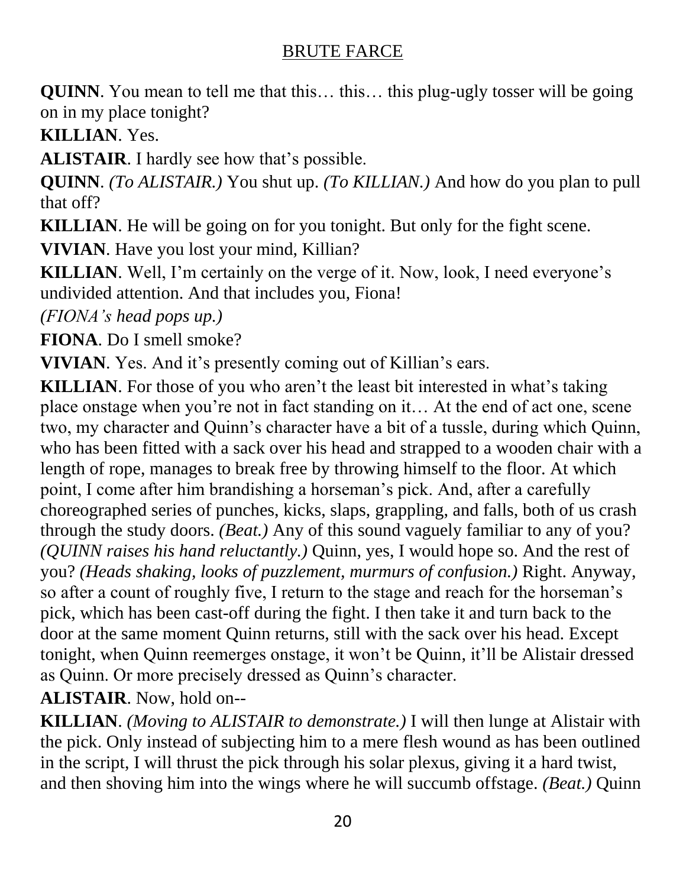**QUINN**. You mean to tell me that this… this… this plug-ugly tosser will be going on in my place tonight?

**KILLIAN**. Yes.

**ALISTAIR**. I hardly see how that's possible.

**QUINN**. *(To ALISTAIR.)* You shut up. *(To KILLIAN.)* And how do you plan to pull that off?

**KILLIAN**. He will be going on for you tonight. But only for the fight scene.

**VIVIAN**. Have you lost your mind, Killian?

**KILLIAN**. Well, I'm certainly on the verge of it. Now, look, I need everyone's undivided attention. And that includes you, Fiona!

*(FIONA's head pops up.)*

**FIONA**. Do I smell smoke?

**VIVIAN**. Yes. And it's presently coming out of Killian's ears.

**KILLIAN**. For those of you who aren't the least bit interested in what's taking place onstage when you're not in fact standing on it… At the end of act one, scene two, my character and Quinn's character have a bit of a tussle, during which Quinn, who has been fitted with a sack over his head and strapped to a wooden chair with a length of rope, manages to break free by throwing himself to the floor. At which point, I come after him brandishing a horseman's pick. And, after a carefully choreographed series of punches, kicks, slaps, grappling, and falls, both of us crash through the study doors. *(Beat.)* Any of this sound vaguely familiar to any of you? *(QUINN raises his hand reluctantly.)* Quinn, yes, I would hope so. And the rest of you? *(Heads shaking, looks of puzzlement, murmurs of confusion.)* Right. Anyway, so after a count of roughly five, I return to the stage and reach for the horseman's pick, which has been cast-off during the fight. I then take it and turn back to the door at the same moment Quinn returns, still with the sack over his head. Except tonight, when Quinn reemerges onstage, it won't be Quinn, it'll be Alistair dressed as Quinn. Or more precisely dressed as Quinn's character.

**ALISTAIR**. Now, hold on--

**KILLIAN**. *(Moving to ALISTAIR to demonstrate.)* I will then lunge at Alistair with the pick. Only instead of subjecting him to a mere flesh wound as has been outlined in the script, I will thrust the pick through his solar plexus, giving it a hard twist, and then shoving him into the wings where he will succumb offstage. *(Beat.)* Quinn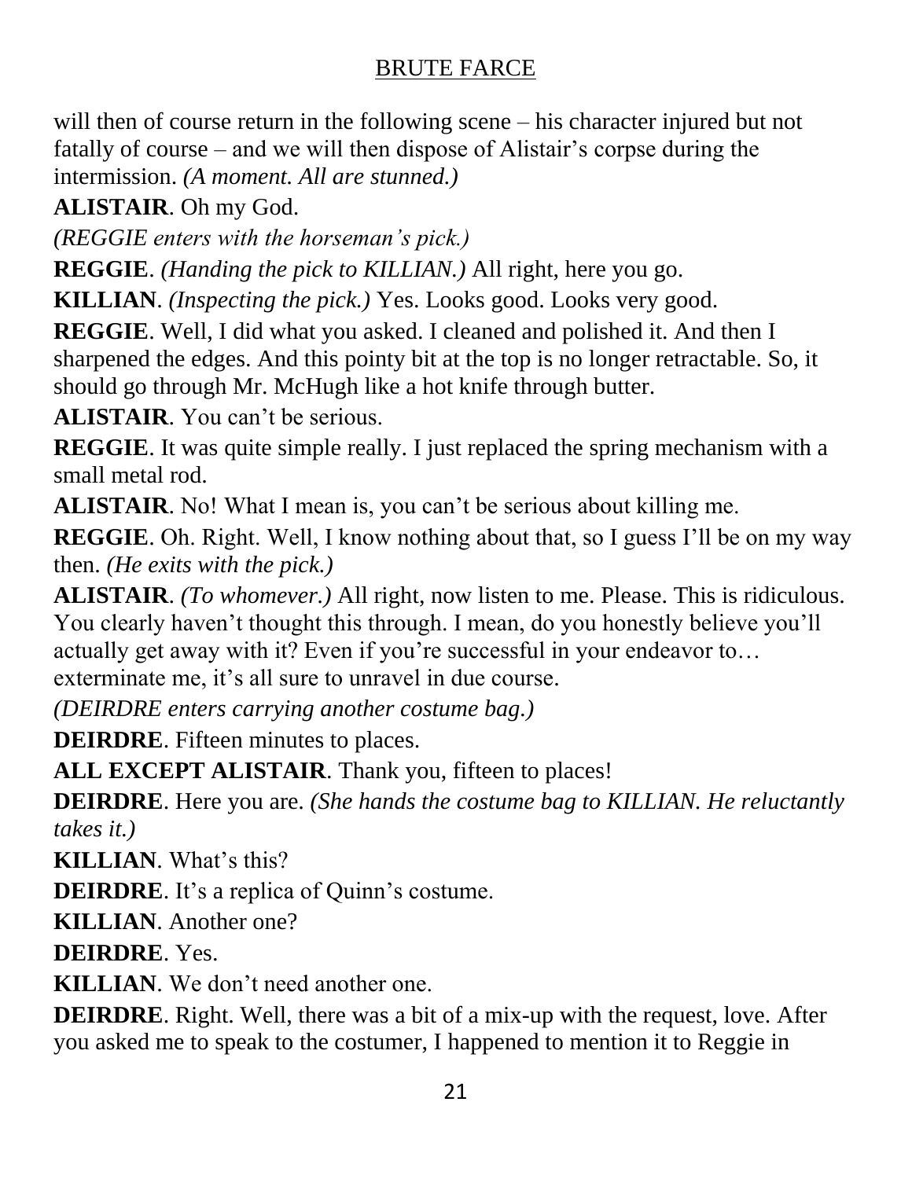will then of course return in the following scene – his character injured but not fatally of course – and we will then dispose of Alistair's corpse during the intermission. *(A moment. All are stunned.)*

**ALISTAIR**. Oh my God.

*(REGGIE enters with the horseman's pick.)*

**REGGIE**. *(Handing the pick to KILLIAN.)* All right, here you go.

**KILLIAN**. *(Inspecting the pick.)* Yes. Looks good. Looks very good.

**REGGIE**. Well, I did what you asked. I cleaned and polished it. And then I sharpened the edges. And this pointy bit at the top is no longer retractable. So, it should go through Mr. McHugh like a hot knife through butter.

**ALISTAIR**. You can't be serious.

**REGGIE**. It was quite simple really. I just replaced the spring mechanism with a small metal rod.

**ALISTAIR**. No! What I mean is, you can't be serious about killing me.

**REGGIE**. Oh. Right. Well, I know nothing about that, so I guess I'll be on my way then. *(He exits with the pick.)*

**ALISTAIR**. *(To whomever.)* All right, now listen to me. Please. This is ridiculous. You clearly haven't thought this through. I mean, do you honestly believe you'll actually get away with it? Even if you're successful in your endeavor to… exterminate me, it's all sure to unravel in due course.

*(DEIRDRE enters carrying another costume bag.)*

**DEIRDRE**. Fifteen minutes to places.

**ALL EXCEPT ALISTAIR**. Thank you, fifteen to places!

**DEIRDRE**. Here you are. *(She hands the costume bag to KILLIAN. He reluctantly takes it.)*

**KILLIAN**. What's this?

**DEIRDRE**. It's a replica of Quinn's costume.

**KILLIAN**. Another one?

**DEIRDRE**. Yes.

**KILLIAN**. We don't need another one.

**DEIRDRE**. Right. Well, there was a bit of a mix-up with the request, love. After you asked me to speak to the costumer, I happened to mention it to Reggie in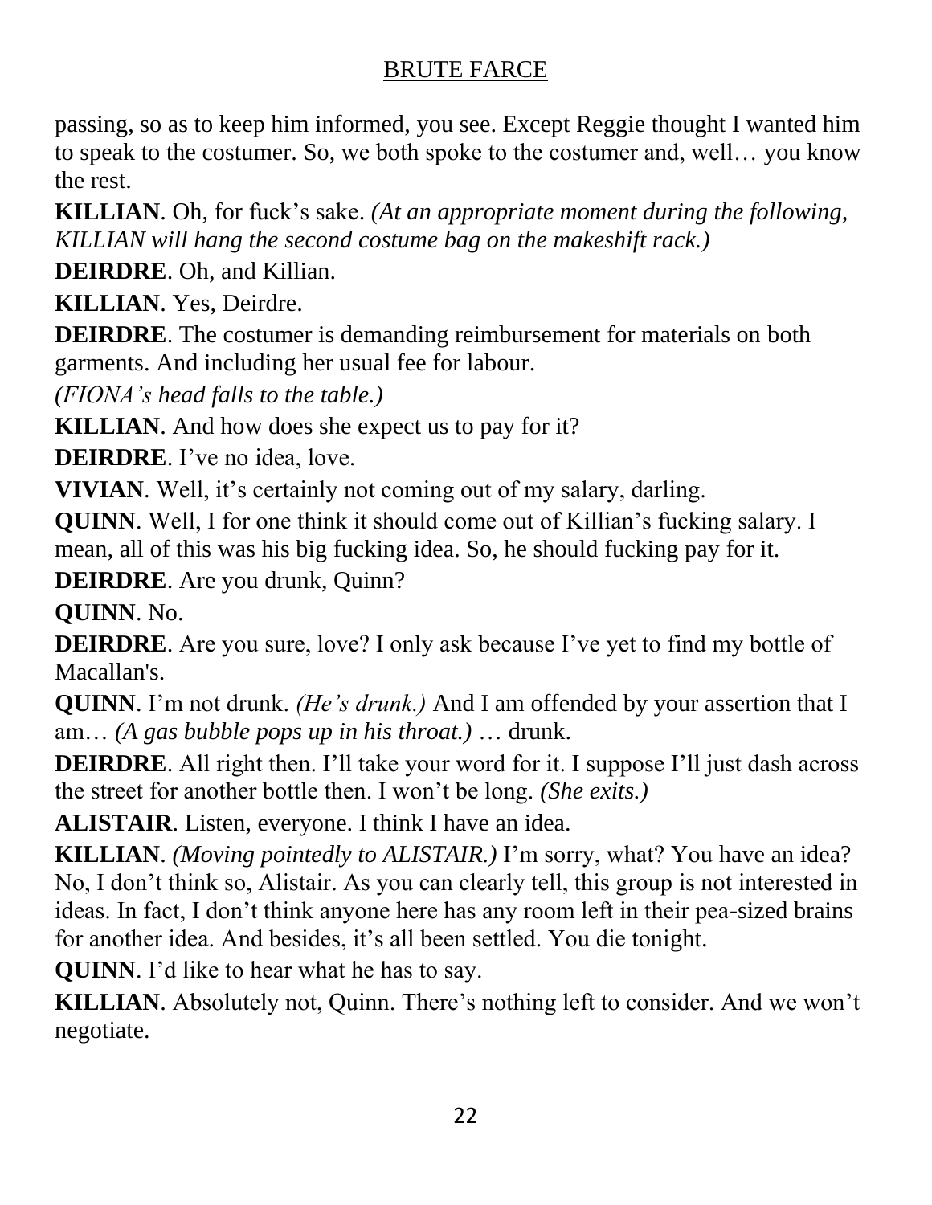passing, so as to keep him informed, you see. Except Reggie thought I wanted him to speak to the costumer. So, we both spoke to the costumer and, well… you know the rest.

**KILLIAN**. Oh, for fuck's sake. *(At an appropriate moment during the following, KILLIAN will hang the second costume bag on the makeshift rack.)*

**DEIRDRE**. Oh, and Killian.

**KILLIAN**. Yes, Deirdre.

**DEIRDRE**. The costumer is demanding reimbursement for materials on both garments. And including her usual fee for labour.

*(FIONA's head falls to the table.)*

**KILLIAN**. And how does she expect us to pay for it?

**DEIRDRE**. I've no idea, love.

**VIVIAN**. Well, it's certainly not coming out of my salary, darling.

**QUINN**. Well, I for one think it should come out of Killian's fucking salary. I mean, all of this was his big fucking idea. So, he should fucking pay for it.

**DEIRDRE**. Are you drunk, Quinn?

**QUINN**. No.

**DEIRDRE**. Are you sure, love? I only ask because I've yet to find my bottle of Macallan's.

**QUINN**. I'm not drunk. *(He's drunk.)* And I am offended by your assertion that I am… *(A gas bubble pops up in his throat.)* … drunk.

**DEIRDRE**. All right then. I'll take your word for it. I suppose I'll just dash across the street for another bottle then. I won't be long. *(She exits.)*

**ALISTAIR**. Listen, everyone. I think I have an idea.

**KILLIAN**. *(Moving pointedly to ALISTAIR.)* I'm sorry, what? You have an idea? No, I don't think so, Alistair. As you can clearly tell, this group is not interested in ideas. In fact, I don't think anyone here has any room left in their pea-sized brains for another idea. And besides, it's all been settled. You die tonight.

**QUINN**. I'd like to hear what he has to say.

**KILLIAN**. Absolutely not, Quinn. There's nothing left to consider. And we won't negotiate.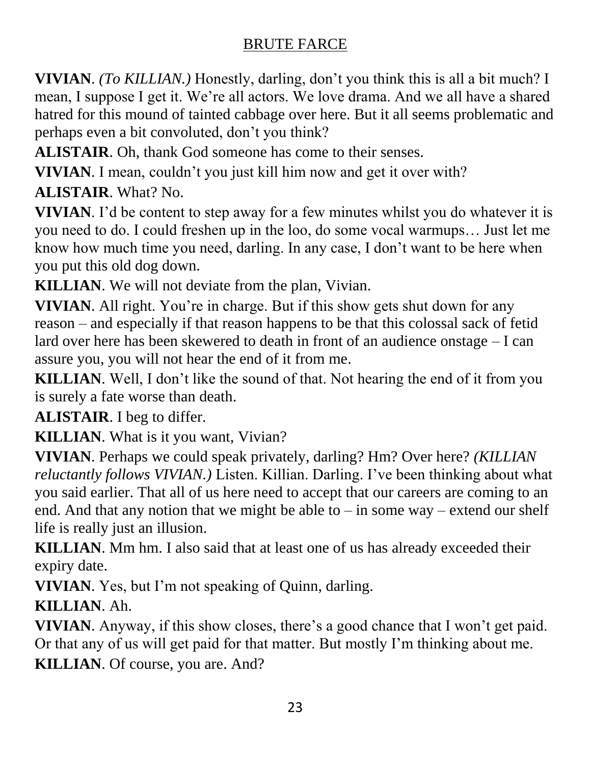**VIVIAN**. *(To KILLIAN.)* Honestly, darling, don't you think this is all a bit much? I mean, I suppose I get it. We're all actors. We love drama. And we all have a shared hatred for this mound of tainted cabbage over here. But it all seems problematic and perhaps even a bit convoluted, don't you think?

**ALISTAIR**. Oh, thank God someone has come to their senses.

**VIVIAN**. I mean, couldn't you just kill him now and get it over with?

**ALISTAIR**. What? No.

**VIVIAN**. I'd be content to step away for a few minutes whilst you do whatever it is you need to do. I could freshen up in the loo, do some vocal warmups… Just let me know how much time you need, darling. In any case, I don't want to be here when you put this old dog down.

**KILLIAN**. We will not deviate from the plan, Vivian.

**VIVIAN**. All right. You're in charge. But if this show gets shut down for any reason – and especially if that reason happens to be that this colossal sack of fetid lard over here has been skewered to death in front of an audience onstage – I can assure you, you will not hear the end of it from me.

**KILLIAN**. Well, I don't like the sound of that. Not hearing the end of it from you is surely a fate worse than death.

**ALISTAIR**. I beg to differ.

**KILLIAN**. What is it you want, Vivian?

**VIVIAN**. Perhaps we could speak privately, darling? Hm? Over here? *(KILLIAN reluctantly follows VIVIAN.)* Listen. Killian. Darling. I've been thinking about what you said earlier. That all of us here need to accept that our careers are coming to an end. And that any notion that we might be able to – in some way – extend our shelf life is really just an illusion.

**KILLIAN**. Mm hm. I also said that at least one of us has already exceeded their expiry date.

**VIVIAN**. Yes, but I'm not speaking of Quinn, darling.

**KILLIAN**. Ah.

**VIVIAN**. Anyway, if this show closes, there's a good chance that I won't get paid. Or that any of us will get paid for that matter. But mostly I'm thinking about me.

**KILLIAN**. Of course, you are. And?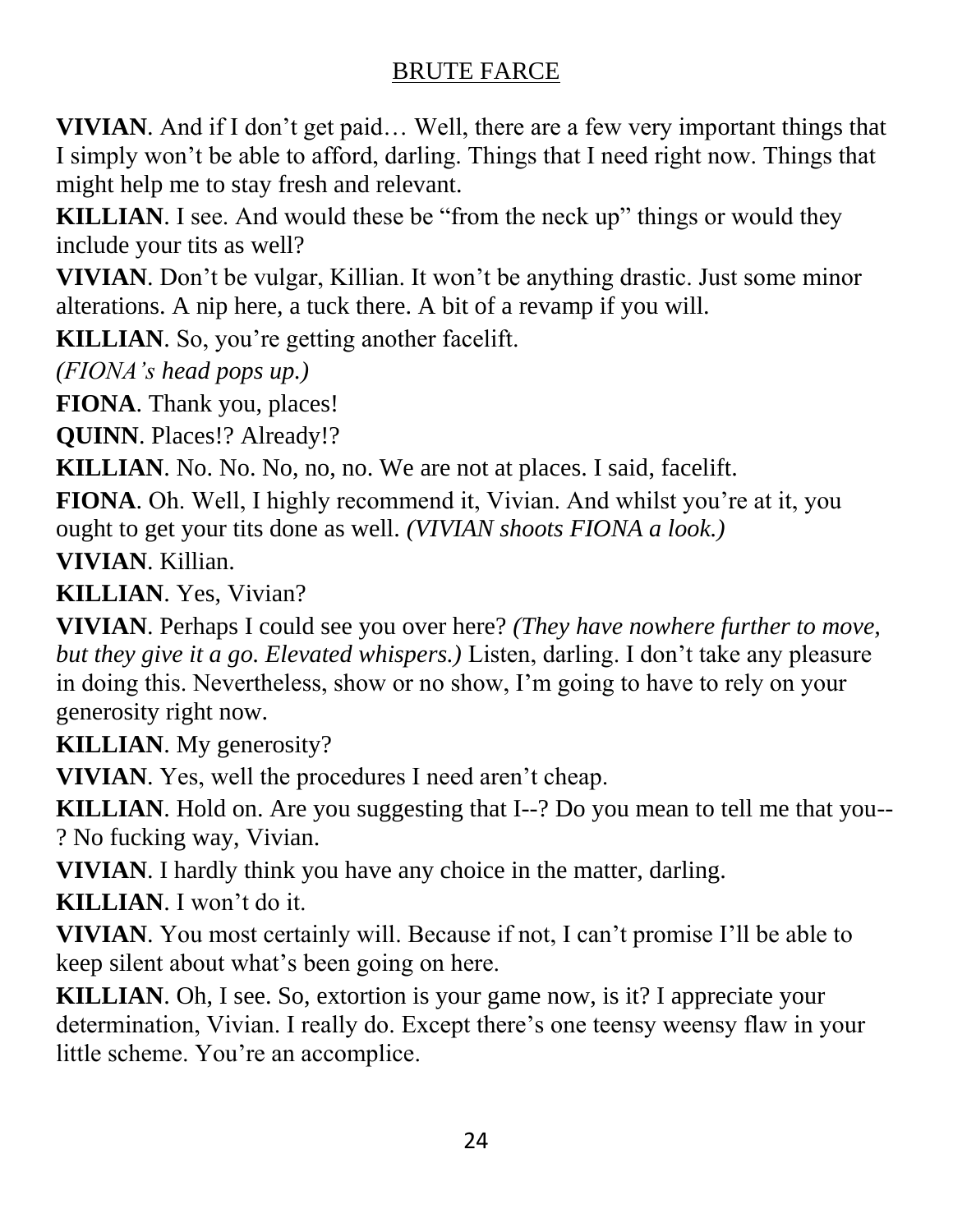**VIVIAN**. And if I don't get paid… Well, there are a few very important things that I simply won't be able to afford, darling. Things that I need right now. Things that might help me to stay fresh and relevant.

**KILLIAN**. I see. And would these be "from the neck up" things or would they include your tits as well?

**VIVIAN**. Don't be vulgar, Killian. It won't be anything drastic. Just some minor alterations. A nip here, a tuck there. A bit of a revamp if you will.

**KILLIAN**. So, you're getting another facelift.

*(FIONA's head pops up.)*

**FIONA**. Thank you, places!

**QUINN**. Places!? Already!?

**KILLIAN**. No. No. No, no, no. We are not at places. I said, facelift.

**FIONA**. Oh. Well, I highly recommend it, Vivian. And whilst you're at it, you ought to get your tits done as well. *(VIVIAN shoots FIONA a look.)*

**VIVIAN**. Killian.

**KILLIAN**. Yes, Vivian?

**VIVIAN**. Perhaps I could see you over here? *(They have nowhere further to move, but they give it a go. Elevated whispers.)* Listen, darling. I don't take any pleasure in doing this. Nevertheless, show or no show, I'm going to have to rely on your generosity right now.

**KILLIAN**. My generosity?

**VIVIAN**. Yes, well the procedures I need aren't cheap.

**KILLIAN**. Hold on. Are you suggesting that I--? Do you mean to tell me that you--? No fucking way, Vivian.

**VIVIAN**. I hardly think you have any choice in the matter, darling.

**KILLIAN**. I won't do it.

**VIVIAN**. You most certainly will. Because if not, I can't promise I'll be able to keep silent about what's been going on here.

**KILLIAN**. Oh, I see. So, extortion is your game now, is it? I appreciate your determination, Vivian. I really do. Except there's one teensy weensy flaw in your little scheme. You're an accomplice.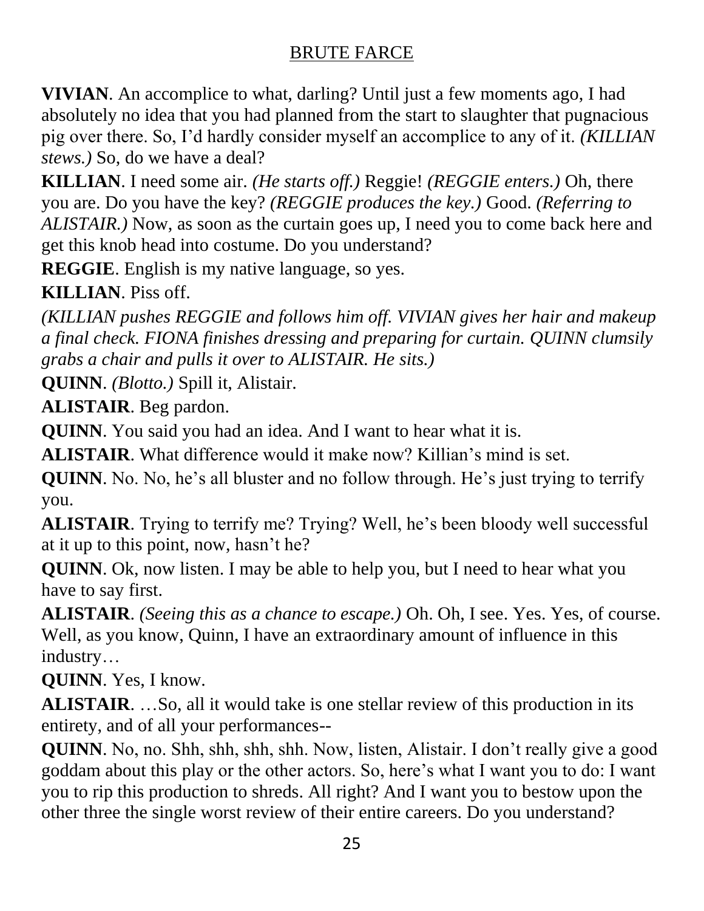**VIVIAN**. An accomplice to what, darling? Until just a few moments ago, I had absolutely no idea that you had planned from the start to slaughter that pugnacious pig over there. So, I'd hardly consider myself an accomplice to any of it. *(KILLIAN stews.)* So, do we have a deal?

**KILLIAN**. I need some air. *(He starts off.)* Reggie! *(REGGIE enters.)* Oh, there you are. Do you have the key? *(REGGIE produces the key.)* Good. *(Referring to ALISTAIR.)* Now, as soon as the curtain goes up, I need you to come back here and get this knob head into costume. Do you understand?

**REGGIE**. English is my native language, so yes.

**KILLIAN**. Piss off.

*(KILLIAN pushes REGGIE and follows him off. VIVIAN gives her hair and makeup a final check. FIONA finishes dressing and preparing for curtain. QUINN clumsily grabs a chair and pulls it over to ALISTAIR. He sits.)*

**QUINN**. *(Blotto.)* Spill it, Alistair.

**ALISTAIR**. Beg pardon.

**QUINN**. You said you had an idea. And I want to hear what it is.

**ALISTAIR**. What difference would it make now? Killian's mind is set.

**QUINN**. No. No, he's all bluster and no follow through. He's just trying to terrify you.

**ALISTAIR**. Trying to terrify me? Trying? Well, he's been bloody well successful at it up to this point, now, hasn't he?

**QUINN**. Ok, now listen. I may be able to help you, but I need to hear what you have to say first.

**ALISTAIR**. *(Seeing this as a chance to escape.)* Oh. Oh, I see. Yes. Yes, of course. Well, as you know, Quinn, I have an extraordinary amount of influence in this industry…

**QUINN**. Yes, I know.

**ALISTAIR**. …So, all it would take is one stellar review of this production in its entirety, and of all your performances--

**QUINN**. No, no. Shh, shh, shh, shh. Now, listen, Alistair. I don't really give a good goddam about this play or the other actors. So, here's what I want you to do: I want you to rip this production to shreds. All right? And I want you to bestow upon the other three the single worst review of their entire careers. Do you understand?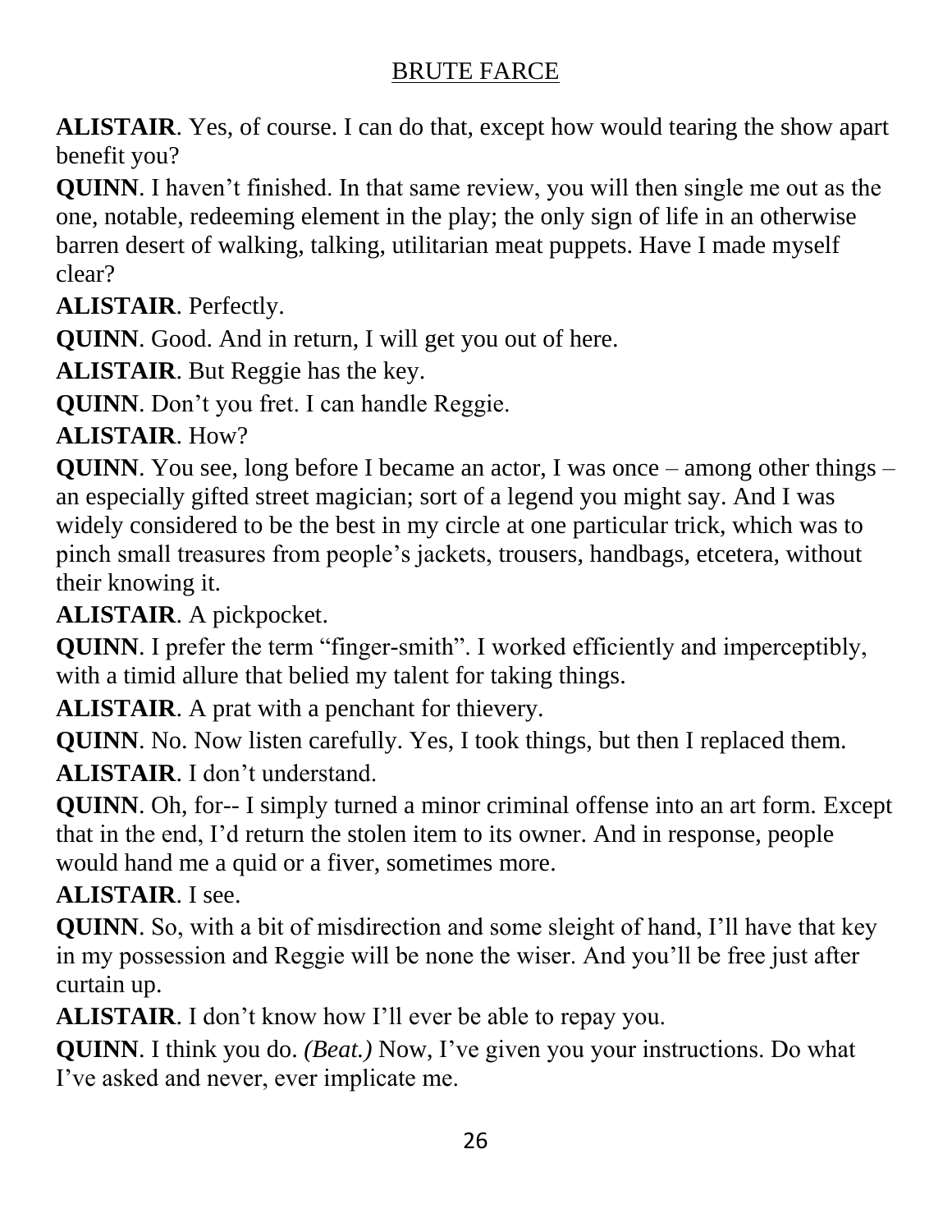**ALISTAIR**. Yes, of course. I can do that, except how would tearing the show apart benefit you?

**QUINN**. I haven't finished. In that same review, you will then single me out as the one, notable, redeeming element in the play; the only sign of life in an otherwise barren desert of walking, talking, utilitarian meat puppets. Have I made myself clear?

**ALISTAIR**. Perfectly.

**QUINN**. Good. And in return, I will get you out of here.

**ALISTAIR**. But Reggie has the key.

**QUINN**. Don't you fret. I can handle Reggie.

**ALISTAIR**. How?

**QUINN**. You see, long before I became an actor, I was once – among other things – an especially gifted street magician; sort of a legend you might say. And I was widely considered to be the best in my circle at one particular trick, which was to pinch small treasures from people's jackets, trousers, handbags, etcetera, without their knowing it.

**ALISTAIR**. A pickpocket.

**QUINN**. I prefer the term "finger-smith". I worked efficiently and imperceptibly, with a timid allure that belied my talent for taking things.

**ALISTAIR**. A prat with a penchant for thievery.

**QUINN**. No. Now listen carefully. Yes, I took things, but then I replaced them.

**ALISTAIR**. I don't understand.

**QUINN**. Oh, for-- I simply turned a minor criminal offense into an art form. Except that in the end, I'd return the stolen item to its owner. And in response, people would hand me a quid or a fiver, sometimes more.

**ALISTAIR**. I see.

**QUINN**. So, with a bit of misdirection and some sleight of hand, I'll have that key in my possession and Reggie will be none the wiser. And you'll be free just after curtain up.

**ALISTAIR**. I don't know how I'll ever be able to repay you.

**QUINN**. I think you do. *(Beat.)* Now, I've given you your instructions. Do what I've asked and never, ever implicate me.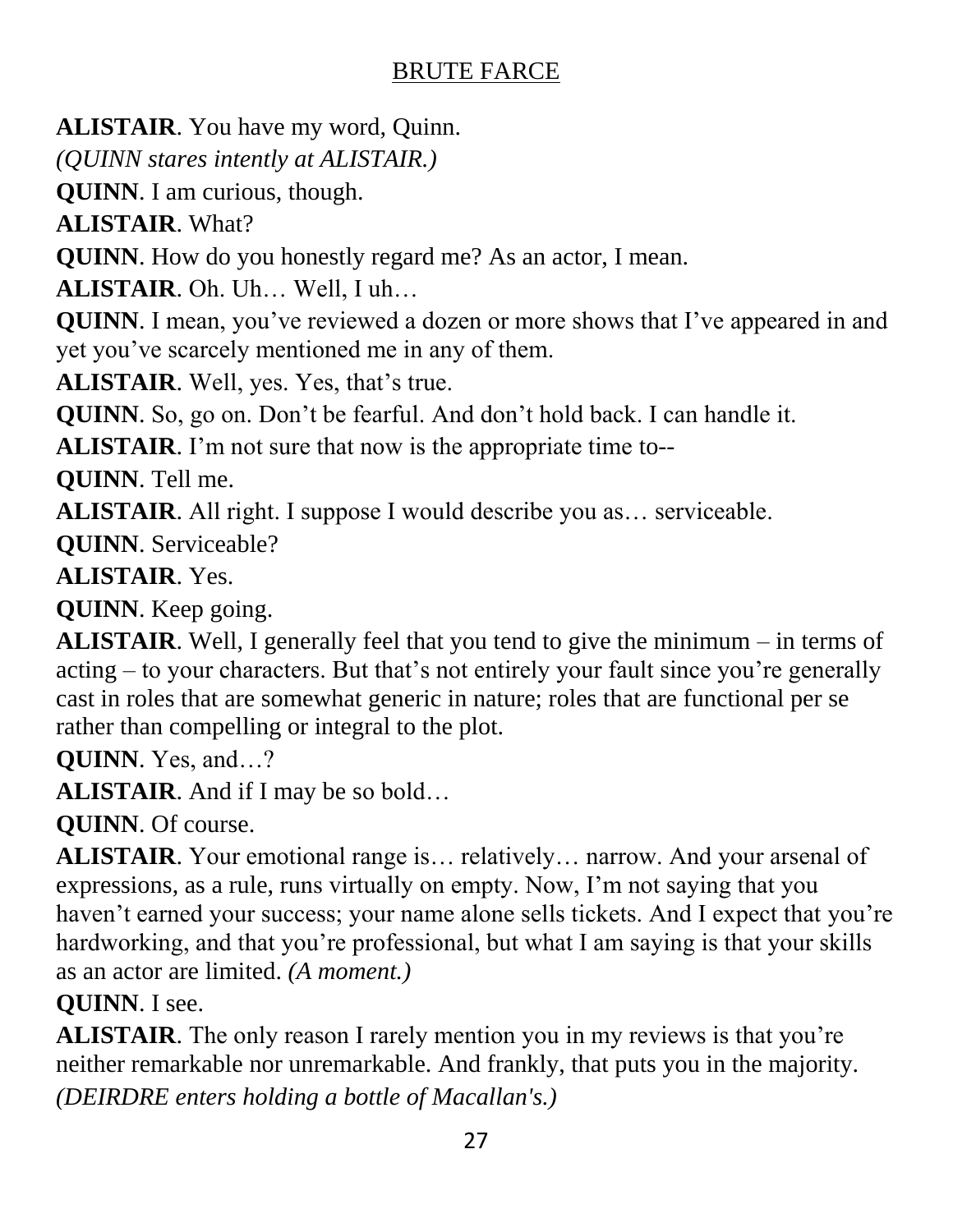**ALISTAIR**. You have my word, Quinn.

*(QUINN stares intently at ALISTAIR.)*

**QUINN**. I am curious, though.

**ALISTAIR**. What?

**QUINN**. How do you honestly regard me? As an actor, I mean.

**ALISTAIR**. Oh. Uh… Well, I uh…

**QUINN**. I mean, you've reviewed a dozen or more shows that I've appeared in and yet you've scarcely mentioned me in any of them.

**ALISTAIR**. Well, yes. Yes, that's true.

**QUINN**. So, go on. Don't be fearful. And don't hold back. I can handle it.

**ALISTAIR**. I'm not sure that now is the appropriate time to--

**QUINN**. Tell me.

**ALISTAIR**. All right. I suppose I would describe you as… serviceable.

**QUINN**. Serviceable?

**ALISTAIR**. Yes.

**QUINN**. Keep going.

**ALISTAIR**. Well, I generally feel that you tend to give the minimum – in terms of acting – to your characters. But that's not entirely your fault since you're generally cast in roles that are somewhat generic in nature; roles that are functional per se rather than compelling or integral to the plot.

**QUINN**. Yes, and…?

**ALISTAIR**. And if I may be so bold…

**QUINN**. Of course.

**ALISTAIR**. Your emotional range is… relatively… narrow. And your arsenal of expressions, as a rule, runs virtually on empty. Now, I'm not saying that you haven't earned your success; your name alone sells tickets. And I expect that you're hardworking, and that you're professional, but what I am saying is that your skills as an actor are limited. *(A moment.)*

**QUINN**. I see.

**ALISTAIR**. The only reason I rarely mention you in my reviews is that you're neither remarkable nor unremarkable. And frankly, that puts you in the majority.

*(DEIRDRE enters holding a bottle of Macallan's.)*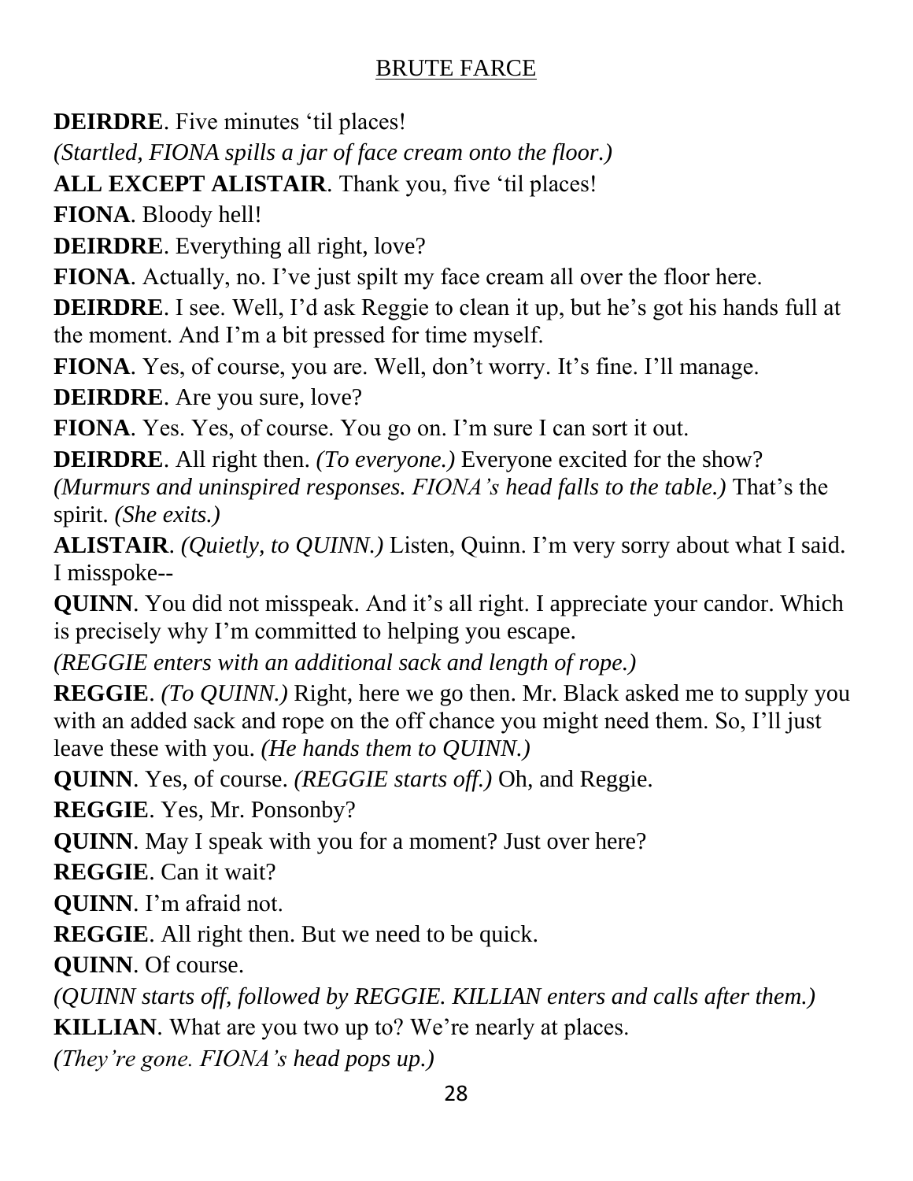**DEIRDRE**. Five minutes 'til places!

*(Startled, FIONA spills a jar of face cream onto the floor.)*

**ALL EXCEPT ALISTAIR**. Thank you, five 'til places!

**FIONA**. Bloody hell!

**DEIRDRE**. Everything all right, love?

**FIONA**. Actually, no. I've just spilt my face cream all over the floor here.

**DEIRDRE**. I see. Well, I'd ask Reggie to clean it up, but he's got his hands full at the moment. And I'm a bit pressed for time myself.

**FIONA**. Yes, of course, you are. Well, don't worry. It's fine. I'll manage.

**DEIRDRE**. Are you sure, love?

**FIONA**. Yes. Yes, of course. You go on. I'm sure I can sort it out.

**DEIRDRE**. All right then. *(To everyone.)* Everyone excited for the show? *(Murmurs and uninspired responses. FIONA's head falls to the table.)* That's the spirit. *(She exits.)*

**ALISTAIR**. *(Quietly, to QUINN.)* Listen, Quinn. I'm very sorry about what I said. I misspoke--

**QUINN**. You did not misspeak. And it's all right. I appreciate your candor. Which is precisely why I'm committed to helping you escape.

*(REGGIE enters with an additional sack and length of rope.)*

**REGGIE**. *(To QUINN.)* Right, here we go then. Mr. Black asked me to supply you with an added sack and rope on the off chance you might need them. So, I'll just leave these with you. *(He hands them to QUINN.)*

**QUINN**. Yes, of course. *(REGGIE starts off.)* Oh, and Reggie.

**REGGIE**. Yes, Mr. Ponsonby?

**QUINN**. May I speak with you for a moment? Just over here?

**REGGIE**. Can it wait?

**QUINN**. I'm afraid not.

**REGGIE**. All right then. But we need to be quick.

**QUINN**. Of course.

*(QUINN starts off, followed by REGGIE. KILLIAN enters and calls after them.)*

**KILLIAN**. What are you two up to? We're nearly at places.

*(They're gone. FIONA's head pops up.)*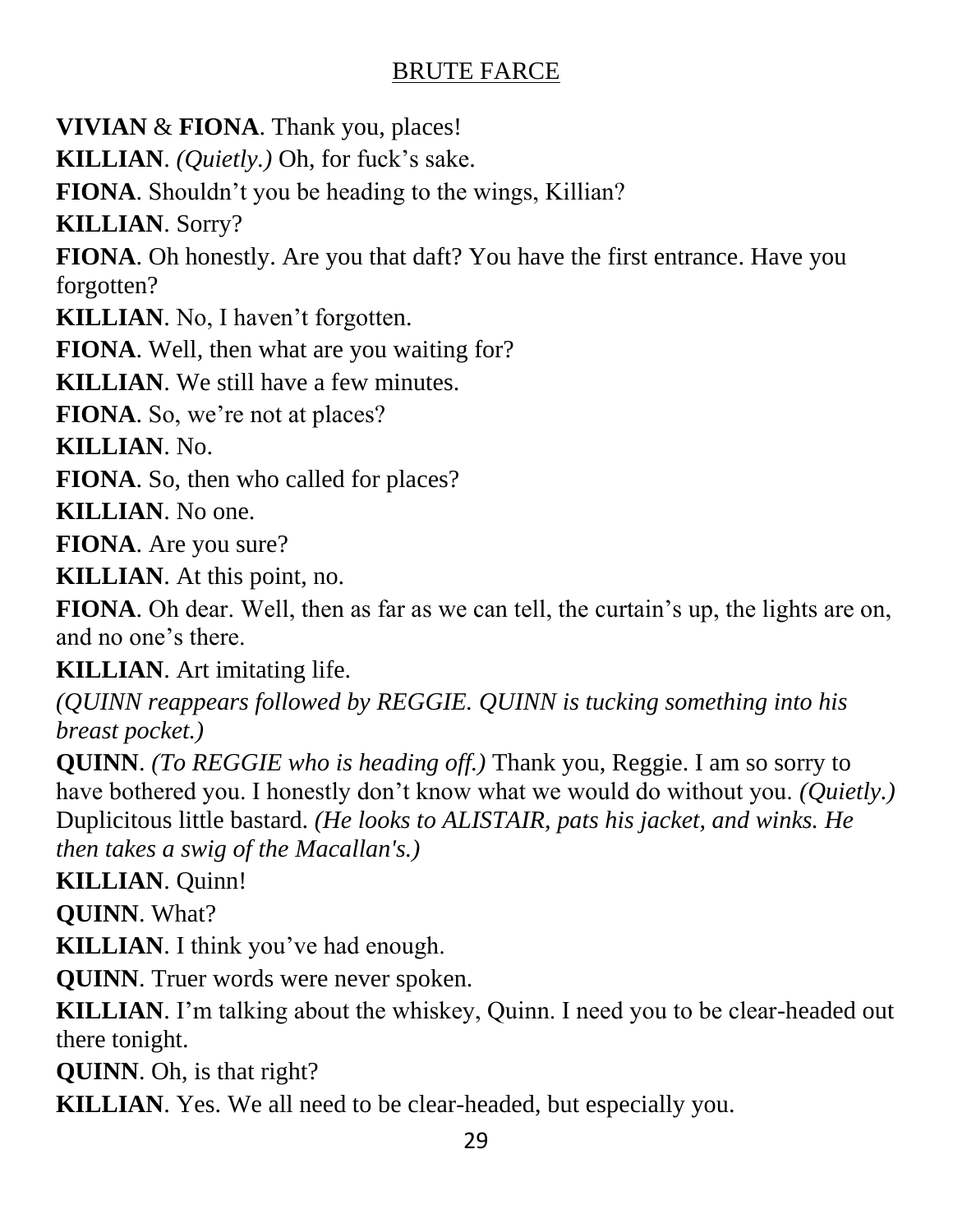**VIVIAN** & **FIONA**. Thank you, places!

**KILLIAN**. *(Quietly.)* Oh, for fuck's sake.

**FIONA**. Shouldn't you be heading to the wings, Killian?

**KILLIAN**. Sorry?

**FIONA**. Oh honestly. Are you that daft? You have the first entrance. Have you forgotten?

**KILLIAN**. No, I haven't forgotten.

**FIONA**. Well, then what are you waiting for?

**KILLIAN**. We still have a few minutes.

**FIONA**. So, we're not at places?

**KILLIAN**. No.

**FIONA**. So, then who called for places?

**KILLIAN**. No one.

**FIONA**. Are you sure?

**KILLIAN**. At this point, no.

**FIONA**. Oh dear. Well, then as far as we can tell, the curtain's up, the lights are on, and no one's there.

**KILLIAN**. Art imitating life.

*(QUINN reappears followed by REGGIE. QUINN is tucking something into his breast pocket.)*

**QUINN**. *(To REGGIE who is heading off.)* Thank you, Reggie. I am so sorry to have bothered you. I honestly don't know what we would do without you. *(Quietly.)* Duplicitous little bastard. *(He looks to ALISTAIR, pats his jacket, and winks. He then takes a swig of the Macallan's.)*

**KILLIAN**. Quinn!

**QUINN**. What?

**KILLIAN**. I think you've had enough.

**QUINN**. Truer words were never spoken.

**KILLIAN**. I'm talking about the whiskey, Quinn. I need you to be clear-headed out there tonight.

**QUINN**. Oh, is that right?

**KILLIAN**. Yes. We all need to be clear-headed, but especially you.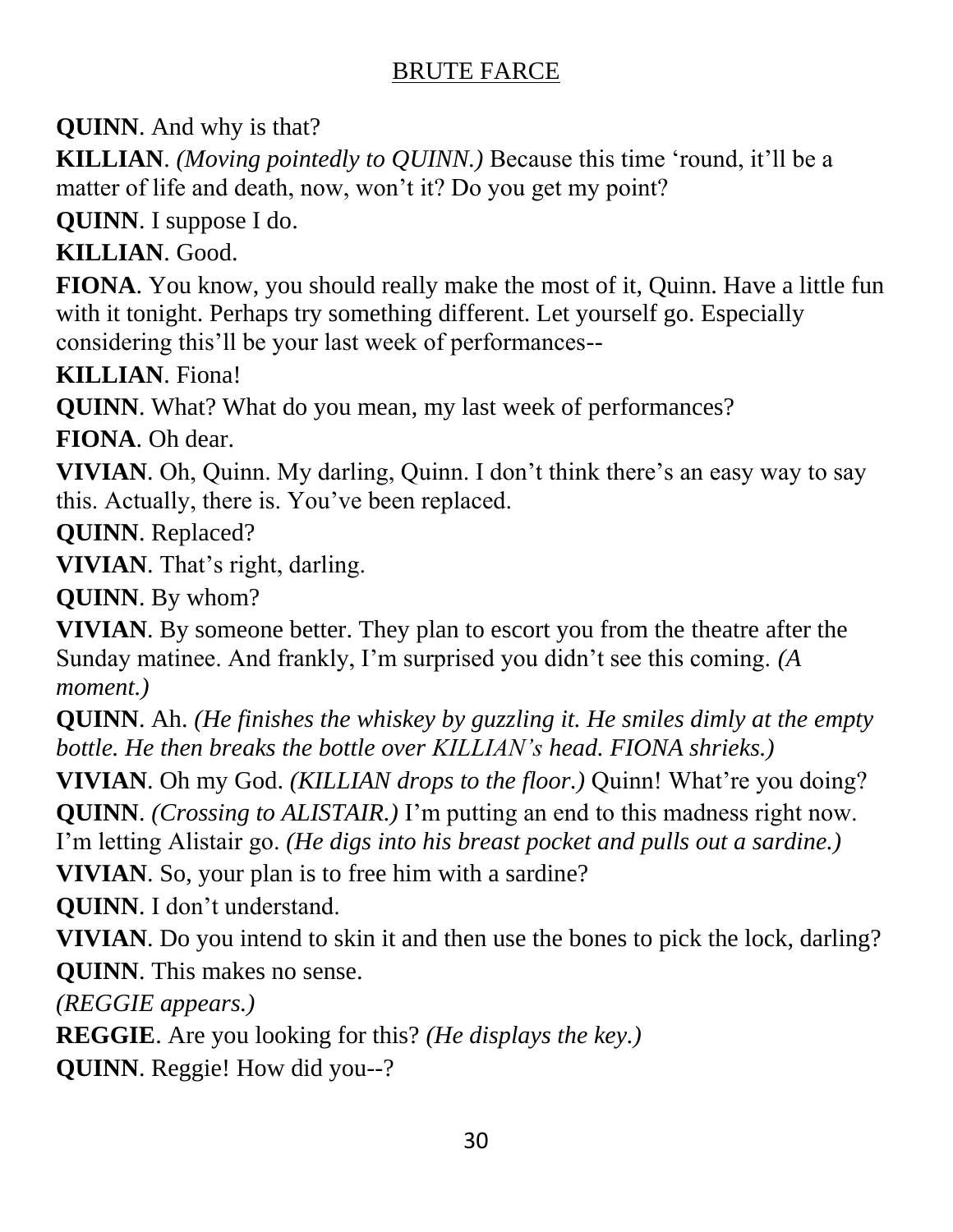**QUINN**. And why is that?

**KILLIAN**. *(Moving pointedly to QUINN.)* Because this time 'round, it'll be a matter of life and death, now, won't it? Do you get my point?

**QUINN**. I suppose I do.

**KILLIAN**. Good.

**FIONA**. You know, you should really make the most of it, Quinn. Have a little fun with it tonight. Perhaps try something different. Let yourself go. Especially considering this'll be your last week of performances--

**KILLIAN**. Fiona!

**QUINN**. What? What do you mean, my last week of performances?

**FIONA**. Oh dear.

**VIVIAN**. Oh, Quinn. My darling, Quinn. I don't think there's an easy way to say this. Actually, there is. You've been replaced.

**QUINN**. Replaced?

**VIVIAN**. That's right, darling.

**QUINN**. By whom?

**VIVIAN**. By someone better. They plan to escort you from the theatre after the Sunday matinee. And frankly, I'm surprised you didn't see this coming. *(A moment.)*

**QUINN**. Ah. *(He finishes the whiskey by guzzling it. He smiles dimly at the empty bottle. He then breaks the bottle over KILLIAN's head. FIONA shrieks.)*

**VIVIAN**. Oh my God. *(KILLIAN drops to the floor.)* Quinn! What're you doing?

**QUINN**. *(Crossing to ALISTAIR.)* I'm putting an end to this madness right now. I'm letting Alistair go. *(He digs into his breast pocket and pulls out a sardine.)*

**VIVIAN**. So, your plan is to free him with a sardine?

**QUINN**. I don't understand.

**VIVIAN**. Do you intend to skin it and then use the bones to pick the lock, darling?

**QUINN**. This makes no sense.

*(REGGIE appears.)*

**REGGIE**. Are you looking for this? *(He displays the key.)*

**QUINN**. Reggie! How did you--?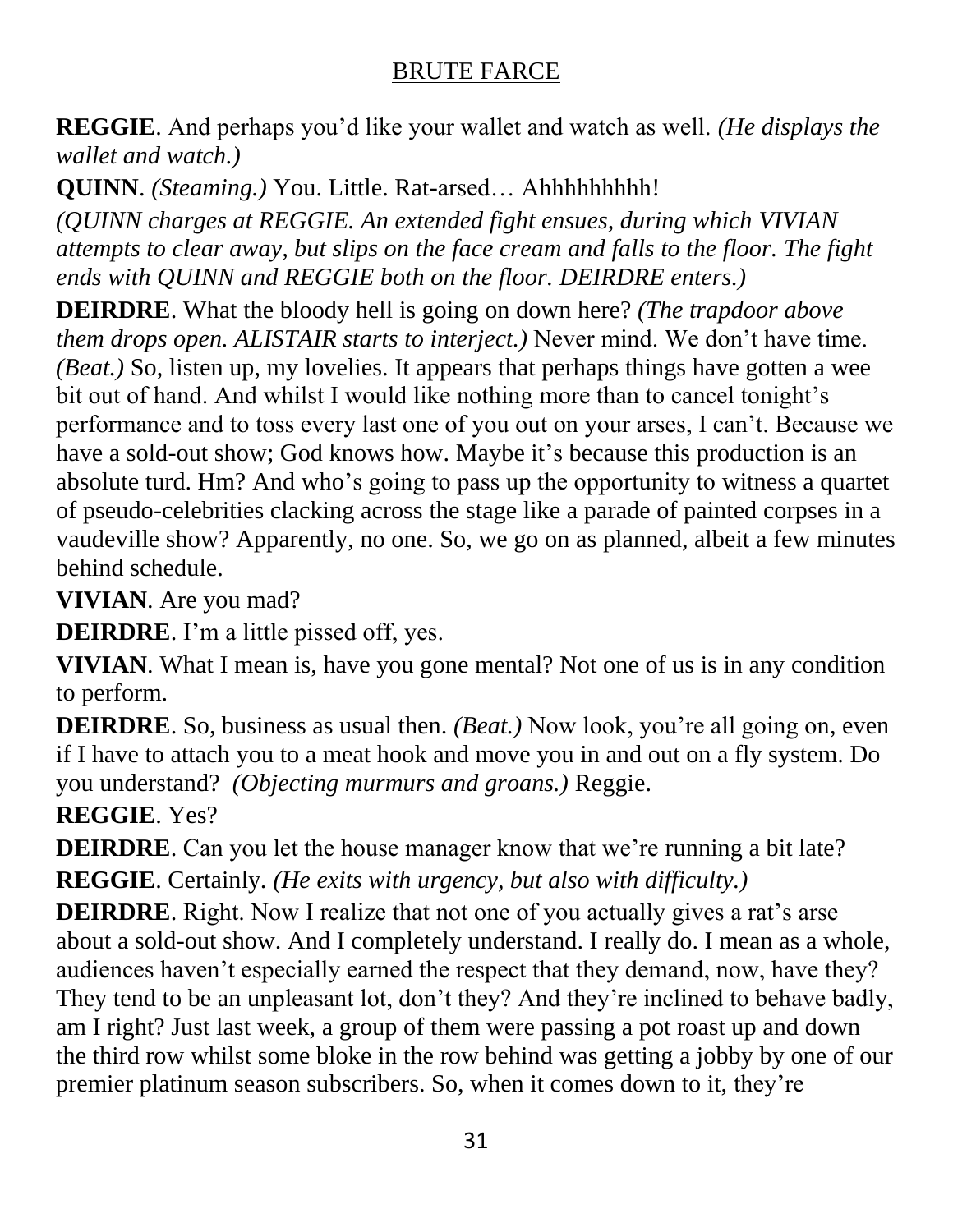**REGGIE**. And perhaps you'd like your wallet and watch as well. *(He displays the wallet and watch.)*

**QUINN**. *(Steaming.)* You. Little. Rat-arsed… Ahhhhhhhhh!

*(QUINN charges at REGGIE. An extended fight ensues, during which VIVIAN attempts to clear away, but slips on the face cream and falls to the floor. The fight ends with QUINN and REGGIE both on the floor. DEIRDRE enters.)*

**DEIRDRE**. What the bloody hell is going on down here? *(The trapdoor above them drops open. ALISTAIR starts to interject.)* Never mind. We don't have time. *(Beat.)* So, listen up, my lovelies. It appears that perhaps things have gotten a wee bit out of hand. And whilst I would like nothing more than to cancel tonight's performance and to toss every last one of you out on your arses, I can't. Because we have a sold-out show; God knows how. Maybe it's because this production is an absolute turd. Hm? And who's going to pass up the opportunity to witness a quartet of pseudo-celebrities clacking across the stage like a parade of painted corpses in a vaudeville show? Apparently, no one. So, we go on as planned, albeit a few minutes behind schedule.

**VIVIAN**. Are you mad?

**DEIRDRE**. I'm a little pissed off, yes.

**VIVIAN**. What I mean is, have you gone mental? Not one of us is in any condition to perform.

**DEIRDRE**. So, business as usual then. *(Beat.)* Now look, you're all going on, even if I have to attach you to a meat hook and move you in and out on a fly system. Do you understand? *(Objecting murmurs and groans.)* Reggie.

**REGGIE**. Yes?

**DEIRDRE**. Can you let the house manager know that we're running a bit late?

**REGGIE**. Certainly. *(He exits with urgency, but also with difficulty.)*

**DEIRDRE**. Right. Now I realize that not one of you actually gives a rat's arse about a sold-out show. And I completely understand. I really do. I mean as a whole, audiences haven't especially earned the respect that they demand, now, have they? They tend to be an unpleasant lot, don't they? And they're inclined to behave badly, am I right? Just last week, a group of them were passing a pot roast up and down the third row whilst some bloke in the row behind was getting a jobby by one of our premier platinum season subscribers. So, when it comes down to it, they're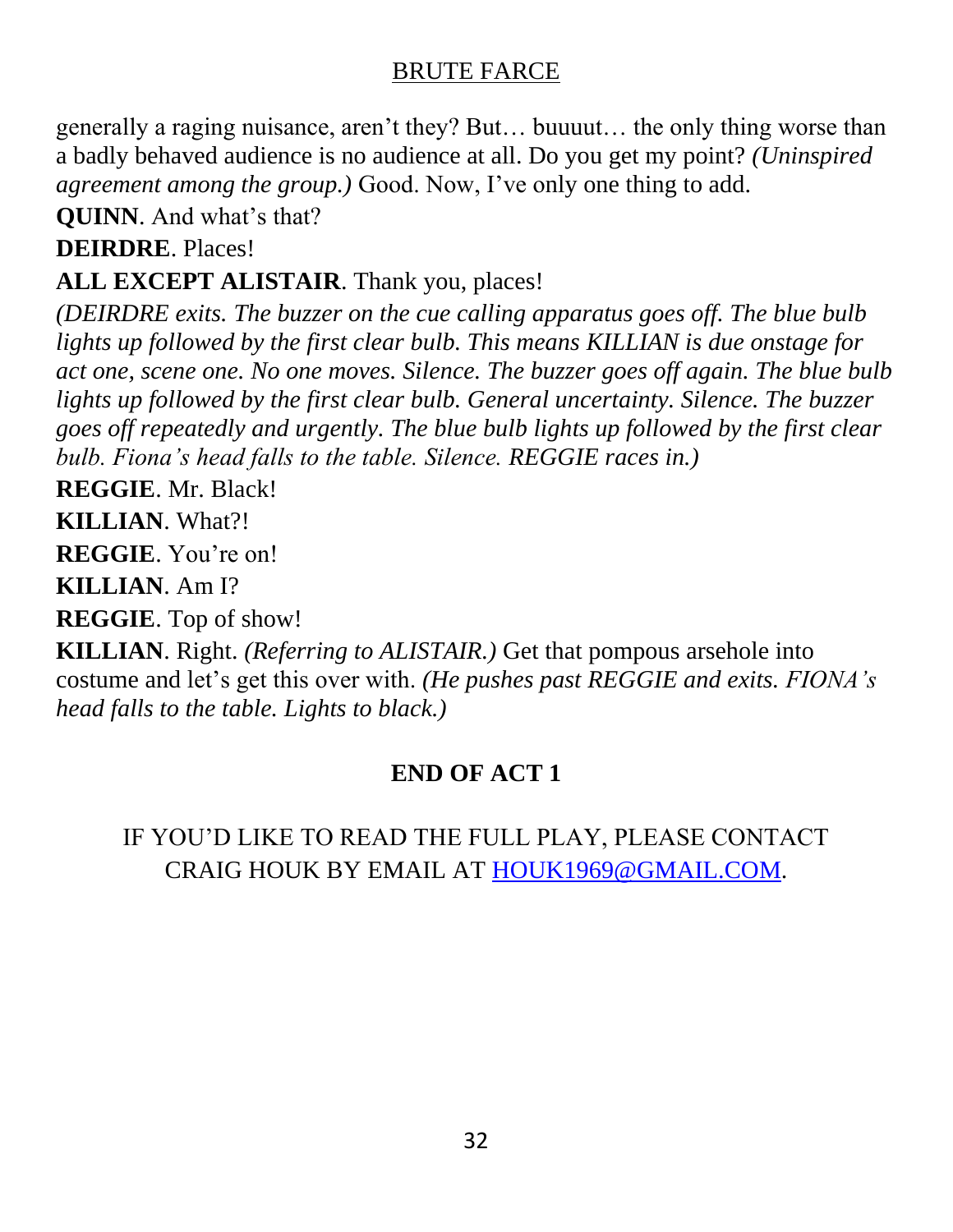generally a raging nuisance, aren't they? But… buuuut… the only thing worse than a badly behaved audience is no audience at all. Do you get my point? *(Uninspired agreement among the group.)* Good. Now, I've only one thing to add.

**QUINN**. And what's that?

**DEIRDRE**. Places!

**ALL EXCEPT ALISTAIR**. Thank you, places!

*(DEIRDRE exits. The buzzer on the cue calling apparatus goes off. The blue bulb lights up followed by the first clear bulb. This means KILLIAN is due onstage for act one, scene one. No one moves. Silence. The buzzer goes off again. The blue bulb lights up followed by the first clear bulb. General uncertainty. Silence. The buzzer goes off repeatedly and urgently. The blue bulb lights up followed by the first clear bulb. Fiona's head falls to the table. Silence. REGGIE races in.)*

**REGGIE**. Mr. Black!

**KILLIAN**. What?!

**REGGIE**. You're on!

**KILLIAN**. Am I?

**REGGIE**. Top of show!

**KILLIAN**. Right. *(Referring to ALISTAIR.)* Get that pompous arsehole into costume and let's get this over with. *(He pushes past REGGIE and exits. FIONA's head falls to the table. Lights to black.)*

## END OF ACT 1

IF YOU'D LIKE TO READ THE FULL PLAY, PLEASE CONTACT CRAIG HOUK BY EMAIL AT HOUK1969@GMAIL.COM.